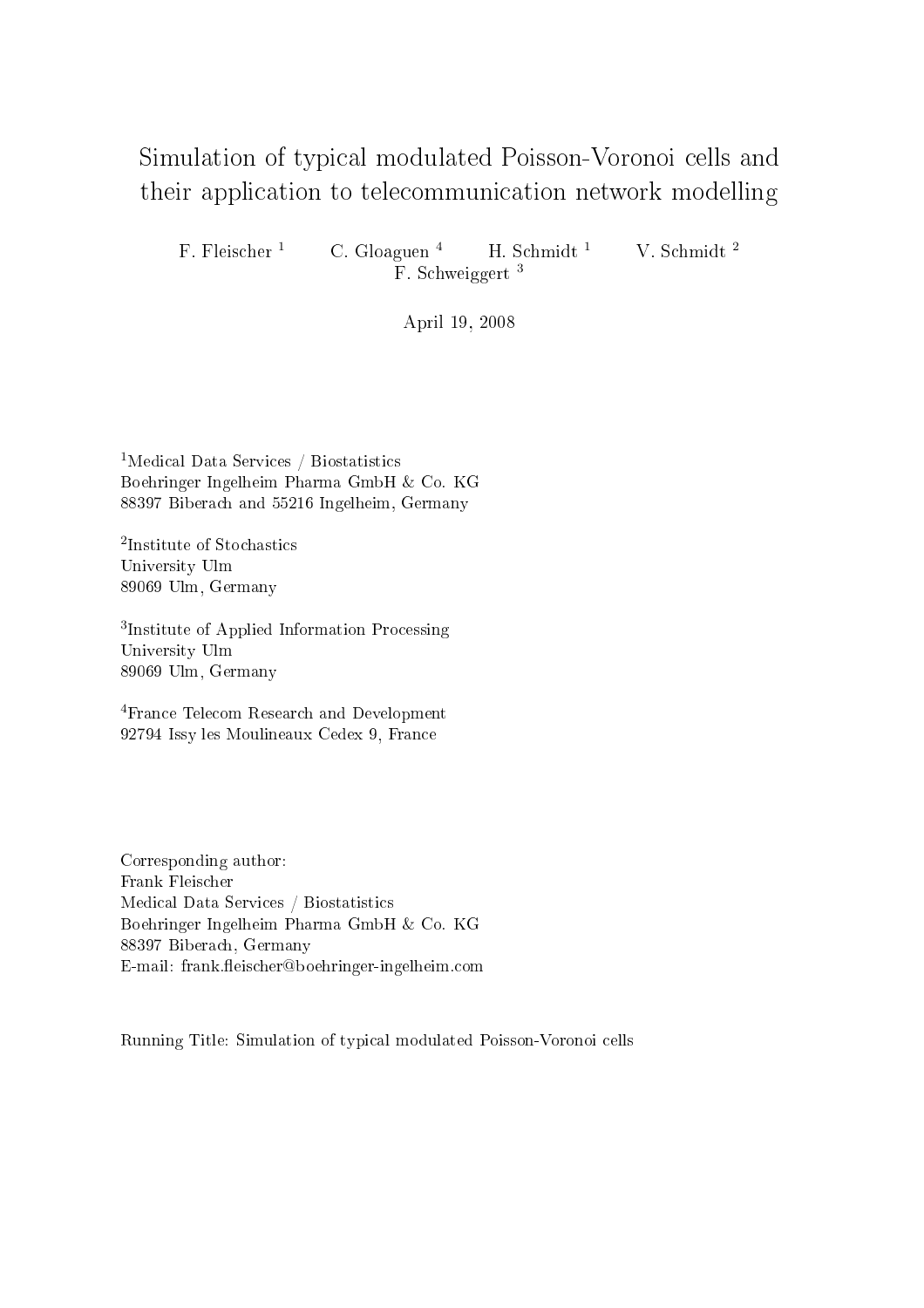# Simulation of typical modulated Poisson-Voronoi cells and their application to telecommunication network modelling

F. Fleischer [1] C. Gloaguen [4] H. Schmidt [1] V. Schmidt [2] F. Schweiggert [3]

April 19, 2008

[1]Medical Data Services / Biostatistics
Boehringer Ingelheim Pharma GmbH & Co. KG
88397 Biberach and 55216 Ingelheim, Germany

[2]Institute of Stochastics
University Ulm
89069 Ulm, Germany

[3]Institute of Applied Information Processing
University Ulm
89069 Ulm, Germany

[4]France Telecom Research and Development
92794 Issy les Moulineaux Cedex 9, France

Corresponding author:
Frank Fleischer
Medical Data Services / Biostatistics
Boehringer Ingelheim Pharma GmbH & Co. KG
88397 Biberach, Germany
E-mail: frank.fleischer@boehringer-ingelheim.com

Running Title: Simulation of typical modulated Poisson-Voronoi cells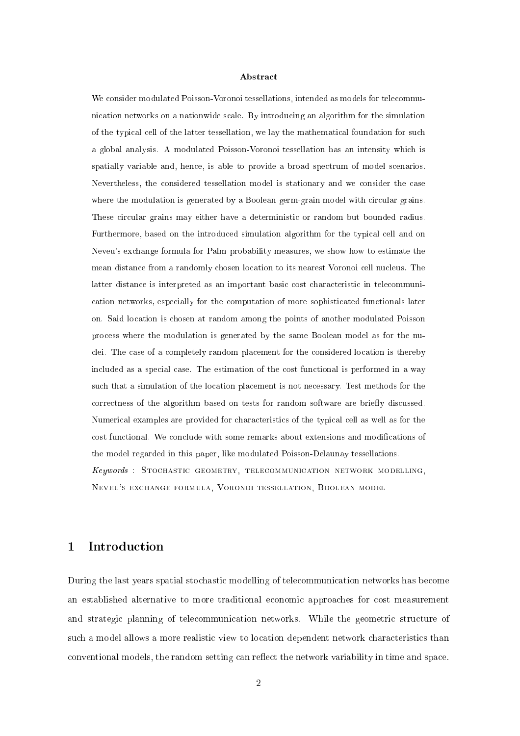### Abstract

We consider modulated Poisson-Voronoi tessellations, intended as models for telecommunication networks on a nationwide scale. By introducing an algorithm for the simulation of the typical cell of the latter tessellation, we lay the mathematical foundation for such a global analysis. A modulated Poisson-Voronoi tessellation has an intensity which is spatially variable and, hence, is able to provide a broad spectrum of model scenarios. Nevertheless, the considered tessellation model is stationary and we consider the case where the modulation is generated by a Boolean germ-grain model with circular grains. These circular grains may either have a deterministic or random but bounded radius. Furthermore, based on the introduced simulation algorithm for the typical cell and on Neveu's exchange formula for Palm probability measures, we show how to estimate the mean distance from a randomly chosen location to its nearest Voronoi cell nucleus. The latter distance is interpreted as an important basic cost characteristic in telecommunication networks, especially for the computation of more sophisticated functionals later on. Said location is chosen at random among the points of another modulated Poisson process where the modulation is generated by the same Boolean model as for the nuclei. The case of a completely random placement for the considered location is thereby included as a special case. The estimation of the cost functional is performed in a way such that a simulation of the location placement is not necessary. Test methods for the correctness of the algorithm based on tests for random software are briefly discussed. Numerical examples are provided for characteristics of the typical cell as well as for the cost functional. We conclude with some remarks about extensions and modifications of the model regarded in this paper, like modulated Poisson-Delaunay tessellations.

*Keywords* : Stochastic geometry, telecommunication network modelling, Neveu's exchange formula, Voronoi tessellation, Boolean model

## 1 Introduction

During the last years spatial stochastic modelling of telecommunication networks has become an established alternative to more traditional economic approaches for cost measurement and strategic planning of telecommunication networks. While the geometric structure of such a model allows a more realistic view to location dependent network characteristics than conventional models, the random setting can reflect the network variability in time and space.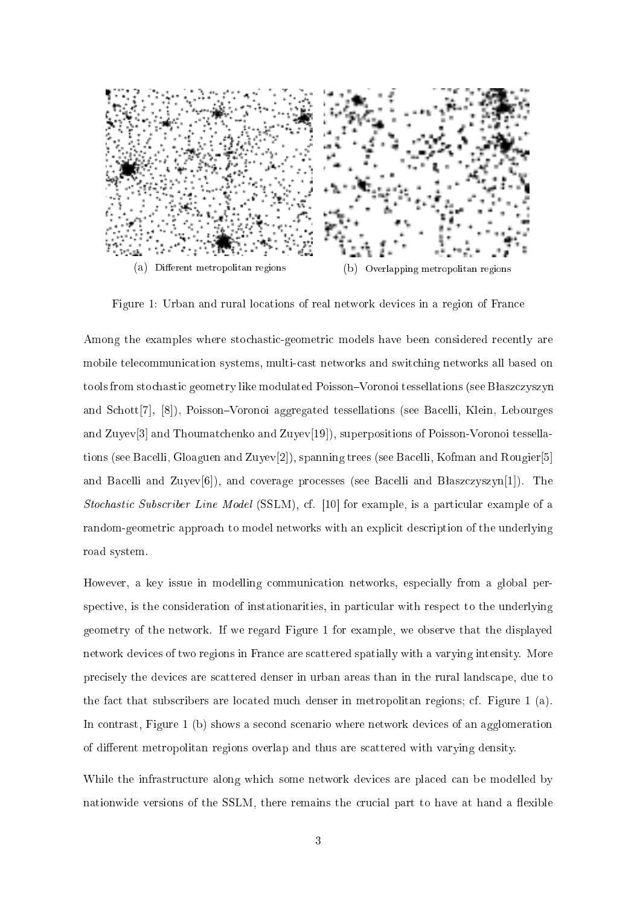(a) Different metropolitan regions

(b) Overlapping metropolitan regions

Figure 1: Urban and rural locations of real network devices in a region of France

Among the examples where stochastic-geometric models have been considered recently are mobile telecommunication systems, multi-cast networks and switching networks all based on tools from stochastic geometry like modulated Poisson–Voronoi tessellations (see Błaszczyszyn and Schott[7], [8]), Poisson–Voronoi aggregated tessellations (see Bacelli, Klein, Lebourges and Zuyev[3] and Thoumatchenko and Zuyev[19]), superpositions of Poisson-Voronoi tessellations (see Bacelli, Gloaguen and Zuyev[2]), spanning trees (see Bacelli, Kofman and Rougier[5] and Bacelli and Zuyev[6]), and coverage processes (see Bacelli and Błaszczyszyn[1]). The *Stochastic Subscriber Line Model* (SSLM), cf. [10] for example, is a particular example of a random-geometric approach to model networks with an explicit description of the underlying road system.

However, a key issue in modelling communication networks, especially from a global perspective, is the consideration of instationarities, in particular with respect to the underlying geometry of the network. If we regard Figure 1 for example, we observe that the displayed network devices of two regions in France are scattered spatially with a varying intensity. More precisely the devices are scattered denser in urban areas than in the rural landscape, due to the fact that subscribers are located much denser in metropolitan regions; cf. Figure 1 (a). In contrast, Figure 1 (b) shows a second scenario where network devices of an agglomeration of different metropolitan regions overlap and thus are scattered with varying density.

While the infrastructure along which some network devices are placed can be modelled by nationwide versions of the SSLM, there remains the crucial part to have at hand a flexible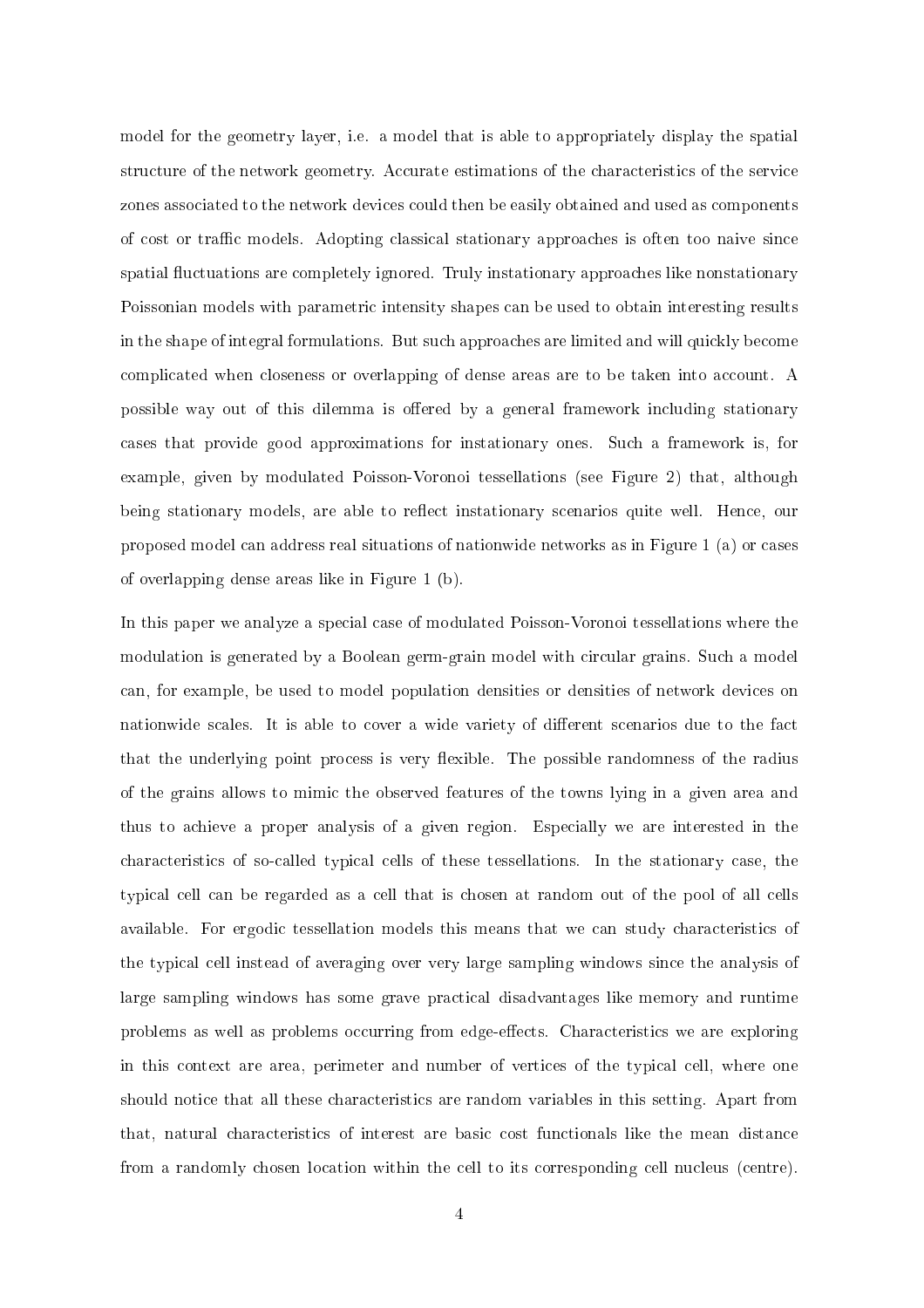model for the geometry layer, i.e. a model that is able to appropriately display the spatial structure of the network geometry. Accurate estimations of the characteristics of the service zones associated to the network devices could then be easily obtained and used as components of cost or traffic models. Adopting classical stationary approaches is often too naive since spatial fluctuations are completely ignored. Truly instationary approaches like nonstationary Poissonian models with parametric intensity shapes can be used to obtain interesting results in the shape of integral formulations. But such approaches are limited and will quickly become complicated when closeness or overlapping of dense areas are to be taken into account. A possible way out of this dilemma is offered by a general framework including stationary cases that provide good approximations for instationary ones. Such a framework is, for example, given by modulated Poisson-Voronoi tessellations (see Figure 2) that, although being stationary models, are able to reflect instationary scenarios quite well. Hence, our proposed model can address real situations of nationwide networks as in Figure 1 (a) or cases of overlapping dense areas like in Figure 1 (b).

In this paper we analyze a special case of modulated Poisson-Voronoi tessellations where the modulation is generated by a Boolean germ-grain model with circular grains. Such a model can, for example, be used to model population densities or densities of network devices on nationwide scales. It is able to cover a wide variety of different scenarios due to the fact that the underlying point process is very flexible. The possible randomness of the radius of the grains allows to mimic the observed features of the towns lying in a given area and thus to achieve a proper analysis of a given region. Especially we are interested in the characteristics of so-called typical cells of these tessellations. In the stationary case, the typical cell can be regarded as a cell that is chosen at random out of the pool of all cells available. For ergodic tessellation models this means that we can study characteristics of the typical cell instead of averaging over very large sampling windows since the analysis of large sampling windows has some grave practical disadvantages like memory and runtime problems as well as problems occurring from edge-effects. Characteristics we are exploring in this context are area, perimeter and number of vertices of the typical cell, where one should notice that all these characteristics are random variables in this setting. Apart from that, natural characteristics of interest are basic cost functionals like the mean distance from a randomly chosen location within the cell to its corresponding cell nucleus (centre).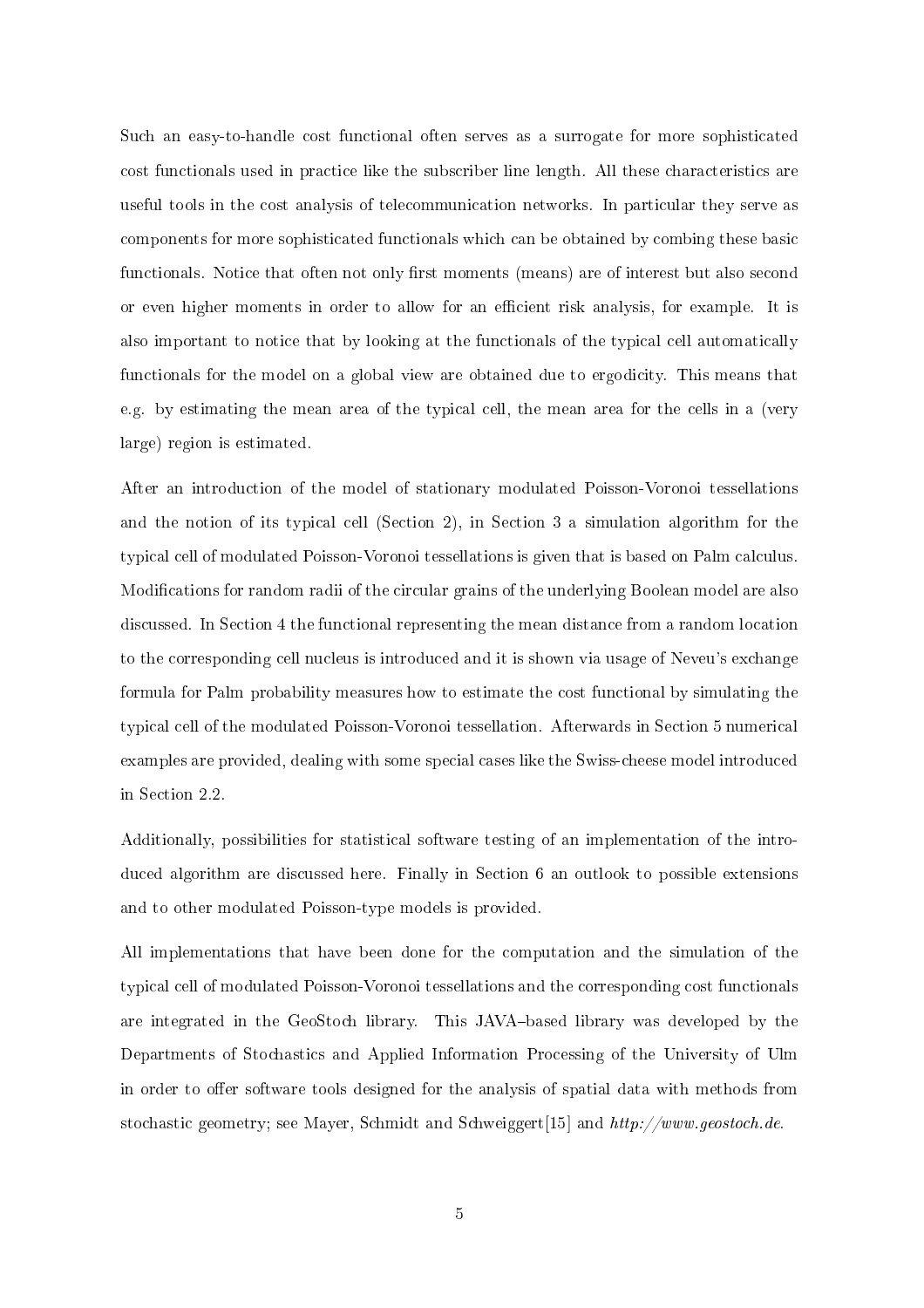Such an easy-to-handle cost functional often serves as a surrogate for more sophisticated cost functionals used in practice like the subscriber line length. All these characteristics are useful tools in the cost analysis of telecommunication networks. In particular they serve as components for more sophisticated functionals which can be obtained by combing these basic functionals. Notice that often not only first moments (means) are of interest but also second or even higher moments in order to allow for an efficient risk analysis, for example. It is also important to notice that by looking at the functionals of the typical cell automatically functionals for the model on a global view are obtained due to ergodicity. This means that e.g. by estimating the mean area of the typical cell, the mean area for the cells in a (very large) region is estimated.

After an introduction of the model of stationary modulated Poisson-Voronoi tessellations and the notion of its typical cell (Section 2), in Section 3 a simulation algorithm for the typical cell of modulated Poisson-Voronoi tessellations is given that is based on Palm calculus. Modifications for random radii of the circular grains of the underlying Boolean model are also discussed. In Section 4 the functional representing the mean distance from a random location to the corresponding cell nucleus is introduced and it is shown via usage of Neveu's exchange formula for Palm probability measures how to estimate the cost functional by simulating the typical cell of the modulated Poisson-Voronoi tessellation. Afterwards in Section 5 numerical examples are provided, dealing with some special cases like the Swiss-cheese model introduced in Section 2.2.

Additionally, possibilities for statistical software testing of an implementation of the introduced algorithm are discussed here. Finally in Section 6 an outlook to possible extensions and to other modulated Poisson-type models is provided.

All implementations that have been done for the computation and the simulation of the typical cell of modulated Poisson-Voronoi tessellations and the corresponding cost functionals are integrated in the GeoStoch library. This JAVA–based library was developed by the Departments of Stochastics and Applied Information Processing of the University of Ulm in order to offer software tools designed for the analysis of spatial data with methods from stochastic geometry; see Mayer, Schmidt and Schweiggert[15] and *http://www.geostoch.de*.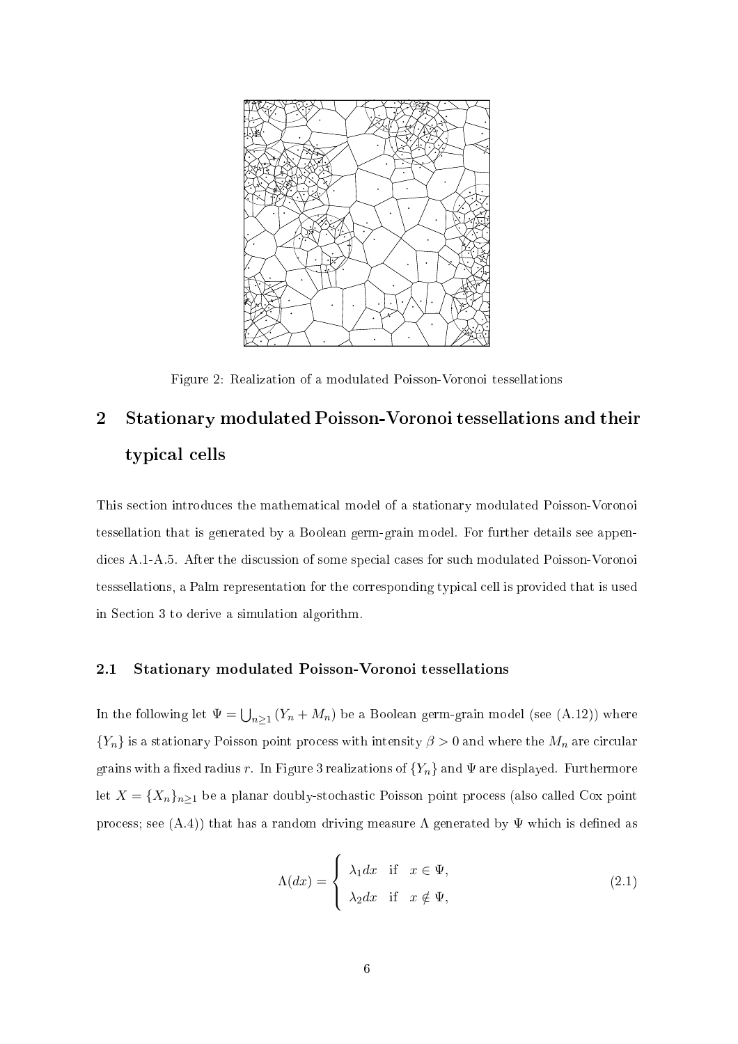Figure 2: Realization of a modulated Poisson-Voronoi tessellations

## 2 Stationary modulated Poisson-Voronoi tessellations and their typical cells

This section introduces the mathematical model of a stationary modulated Poisson-Voronoi tessellation that is generated by a Boolean germ-grain model. For further details see appendices A.1-A.5. After the discussion of some special cases for such modulated Poisson-Voronoi tesssellations, a Palm representation for the corresponding typical cell is provided that is used in Section 3 to derive a simulation algorithm.

### 2.1 Stationary modulated Poisson-Voronoi tessellations

In the following let $\Psi = \bigcup_{n\geq 1}(Y_n + M_n)$ be a Boolean germ-grain model (see (A.12)) where $\{Y_n\}$ is a stationary Poisson point process with intensity $\beta > 0$ and where the $M_n$ are circular grains with a fixed radius $r$. In Figure 3 realizations of $\{Y_n\}$ and $\Psi$ are displayed. Furthermore let $X = \{X_n\}_{n\geq 1}$ be a planar doubly-stochastic Poisson point process (also called Cox point process; see (A.4)) that has a random driving measure $\Lambda$ generated by $\Psi$ which is defined as

$$\Lambda(dx) = \begin{cases} \lambda_1 dx & \text{if} \quad x \in \Psi, \\ \lambda_2 dx & \text{if} \quad x \notin \Psi, \end{cases} \tag{2.1}$$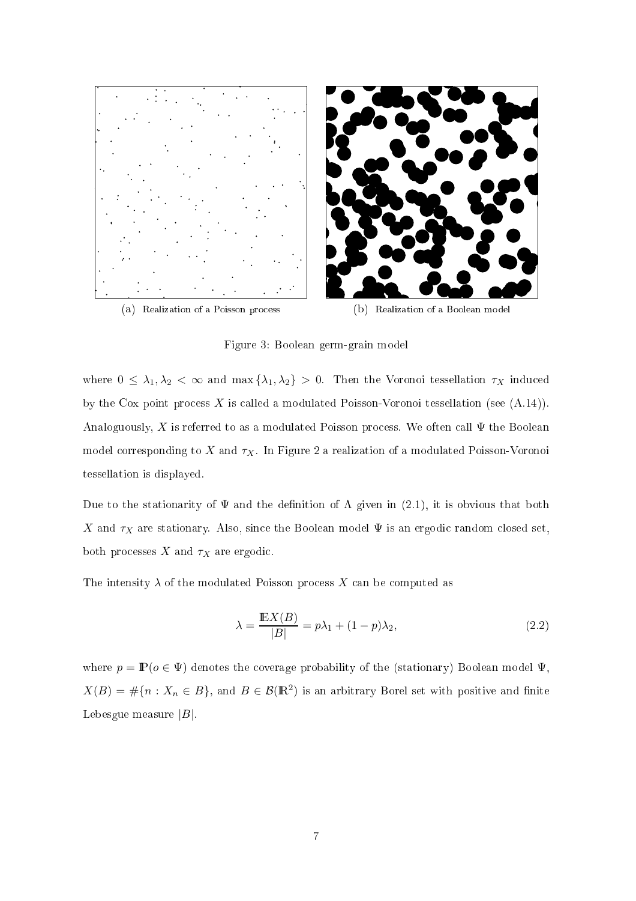(a) Realization of a Poisson process

(b) Realization of a Boolean model

Figure 3: Boolean germ-grain model

where $0 \leq \lambda_1, \lambda_2 < \infty$ and $\max\{\lambda_1, \lambda_2\} > 0$. Then the Voronoi tessellation $\tau_X$ induced by the Cox point process $X$ is called a modulated Poisson-Voronoi tessellation (see (A.14)). Analoguously, $X$ is referred to as a modulated Poisson process. We often call $\Psi$ the Boolean model corresponding to $X$ and $\tau_X$. In Figure 2 a realization of a modulated Poisson-Voronoi tessellation is displayed.

Due to the stationarity of $\Psi$ and the definition of $\Lambda$ given in (2.1), it is obvious that both $X$ and $\tau_X$ are stationary. Also, since the Boolean model $\Psi$ is an ergodic random closed set, both processes $X$ and $\tau_X$ are ergodic.

The intensity $\lambda$ of the modulated Poisson process $X$ can be computed as

$$\lambda = \frac{\mathbb{E}X(B)}{|B|} = p\lambda_1 + (1-p)\lambda_2, \tag{2.2}$$

where $p = \mathbb{P}(o \in \Psi)$ denotes the coverage probability of the (stationary) Boolean model $\Psi$, $X(B) = \#\{n : X_n \in B\}$, and $B \in \mathcal{B}(\mathbb{R}^2)$ is an arbitrary Borel set with positive and finite Lebesgue measure $|B|$.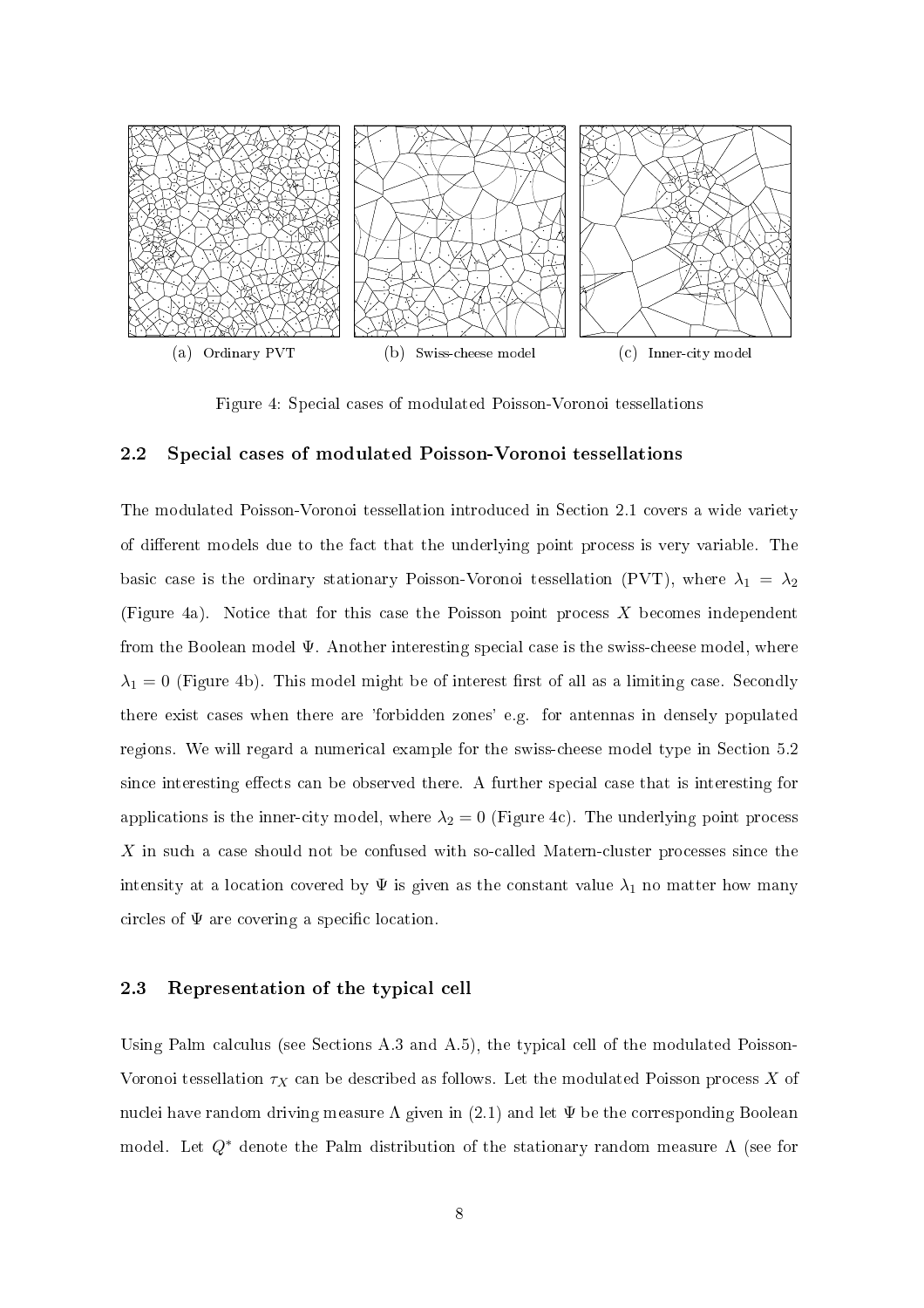(a) Ordinary PVT (b) Swiss-cheese model (c) Inner-city model

Figure 4: Special cases of modulated Poisson-Voronoi tessellations

### 2.2 Special cases of modulated Poisson-Voronoi tessellations

The modulated Poisson-Voronoi tessellation introduced in Section 2.1 covers a wide variety of different models due to the fact that the underlying point process is very variable. The basic case is the ordinary stationary Poisson-Voronoi tessellation (PVT), where $\lambda_1 = \lambda_2$ (Figure 4a). Notice that for this case the Poisson point process $X$ becomes independent from the Boolean model $\Psi$. Another interesting special case is the swiss-cheese model, where $\lambda_1 = 0$ (Figure 4b). This model might be of interest first of all as a limiting case. Secondly there exist cases when there are 'forbidden zones' e.g. for antennas in densely populated regions. We will regard a numerical example for the swiss-cheese model type in Section 5.2 since interesting effects can be observed there. A further special case that is interesting for applications is the inner-city model, where $\lambda_2 = 0$ (Figure 4c). The underlying point process $X$ in such a case should not be confused with so-called Matern-cluster processes since the intensity at a location covered by $\Psi$ is given as the constant value $\lambda_1$ no matter how many circles of $\Psi$ are covering a specific location.

### 2.3 Representation of the typical cell

Using Palm calculus (see Sections A.3 and A.5), the typical cell of the modulated Poisson-Voronoi tessellation $\tau_X$ can be described as follows. Let the modulated Poisson process $X$ of nuclei have random driving measure $\Lambda$ given in (2.1) and let $\Psi$ be the corresponding Boolean model. Let $Q^*$ denote the Palm distribution of the stationary random measure $\Lambda$ (see for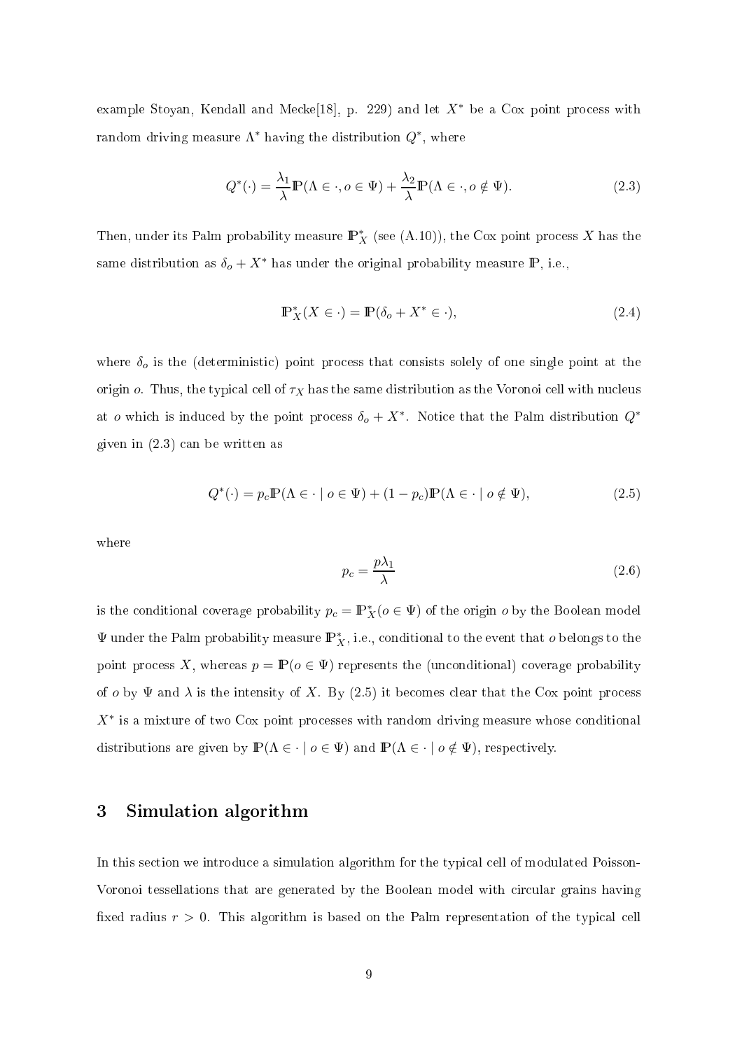example Stoyan, Kendall and Mecke[18], p. 229) and let $X^*$ be a Cox point process with random driving measure $\Lambda^*$ having the distribution $Q^*$, where

$$Q^*(\cdot) = \frac{\lambda_1}{\lambda}\mathbb{P}(\Lambda \in \cdot, o \in \Psi) + \frac{\lambda_2}{\lambda}\mathbb{P}(\Lambda \in \cdot, o \notin \Psi). \tag{2.3}$$

Then, under its Palm probability measure $\mathbb{P}_X^*$ (see (A.10)), the Cox point process $X$ has the same distribution as $\delta_o + X^*$ has under the original probability measure $\mathbb{P}$, i.e.,

$$\mathbb{P}_X^*(X \in \cdot) = \mathbb{P}(\delta_o + X^* \in \cdot), \tag{2.4}$$

where $\delta_o$ is the (deterministic) point process that consists solely of one single point at the origin $o$. Thus, the typical cell of $\tau_X$ has the same distribution as the Voronoi cell with nucleus at $o$ which is induced by the point process $\delta_o + X^*$. Notice that the Palm distribution $Q^*$ given in (2.3) can be written as

$$Q^*(\cdot) = p_c\mathbb{P}(\Lambda \in \cdot \mid o \in \Psi) + (1 - p_c)\mathbb{P}(\Lambda \in \cdot \mid o \notin \Psi), \tag{2.5}$$

where

$$p_c = \frac{p\lambda_1}{\lambda} \tag{2.6}$$

is the conditional coverage probability $p_c = \mathbb{P}_X^*(o \in \Psi)$ of the origin $o$ by the Boolean model $\Psi$ under the Palm probability measure $\mathbb{P}_X^*$, i.e., conditional to the event that $o$ belongs to the point process $X$, whereas $p = \mathbb{P}(o \in \Psi)$ represents the (unconditional) coverage probability of $o$ by $\Psi$ and $\lambda$ is the intensity of $X$. By (2.5) it becomes clear that the Cox point process $X^*$ is a mixture of two Cox point processes with random driving measure whose conditional distributions are given by $\mathbb{P}(\Lambda \in \cdot \mid o \in \Psi)$ and $\mathbb{P}(\Lambda \in \cdot \mid o \notin \Psi)$, respectively.

## 3 Simulation algorithm

In this section we introduce a simulation algorithm for the typical cell of modulated Poisson-Voronoi tessellations that are generated by the Boolean model with circular grains having fixed radius $r > 0$. This algorithm is based on the Palm representation of the typical cell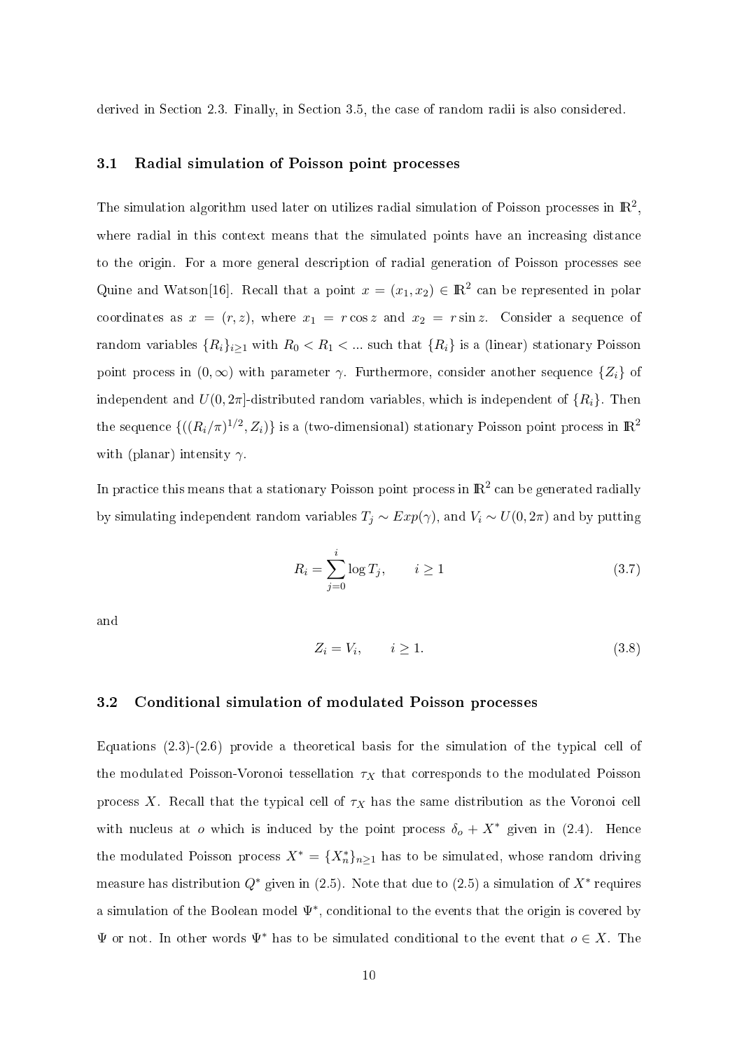derived in Section 2.3. Finally, in Section 3.5, the case of random radii is also considered.

### 3.1 Radial simulation of Poisson point processes

The simulation algorithm used later on utilizes radial simulation of Poisson processes in $\mathbb{R}^2$, where radial in this context means that the simulated points have an increasing distance to the origin. For a more general description of radial generation of Poisson processes see Quine and Watson[16]. Recall that a point $x = (x_1, x_2) \in \mathbb{R}^2$ can be represented in polar coordinates as $x = (r, z)$, where $x_1 = r \cos z$ and $x_2 = r \sin z$. Consider a sequence of random variables $\{R_i\}_{i \geq 1}$ with $R_0 < R_1 < \ldots$ such that $\{R_i\}$ is a (linear) stationary Poisson point process in $(0, \infty)$ with parameter $\gamma$. Furthermore, consider another sequence $\{Z_i\}$ of independent and $U(0, 2\pi]$-distributed random variables, which is independent of $\{R_i\}$. Then the sequence $\{((R_i/\pi)^{1/2}, Z_i)\}$ is a (two-dimensional) stationary Poisson point process in $\mathbb{R}^2$ with (planar) intensity $\gamma$.

In practice this means that a stationary Poisson point process in $\mathbb{R}^2$ can be generated radially by simulating independent random variables $T_j \sim Exp(\gamma)$, and $V_i \sim U(0, 2\pi)$ and by putting

$$R_i = \sum_{j=0}^{i} \log T_j, \qquad i \geq 1 \tag{3.7}$$

and

$$Z_i = V_i, \qquad i \geq 1. \tag{3.8}$$

### 3.2 Conditional simulation of modulated Poisson processes

Equations (2.3)-(2.6) provide a theoretical basis for the simulation of the typical cell of the modulated Poisson-Voronoi tessellation $\tau_X$ that corresponds to the modulated Poisson process $X$. Recall that the typical cell of $\tau_X$ has the same distribution as the Voronoi cell with nucleus at $o$ which is induced by the point process $\delta_o + X^*$ given in (2.4). Hence the modulated Poisson process $X^* = \{X_n^*\}_{n \geq 1}$ has to be simulated, whose random driving measure has distribution $Q^*$ given in (2.5). Note that due to (2.5) a simulation of $X^*$ requires a simulation of the Boolean model $\Psi^*$, conditional to the events that the origin is covered by $\Psi$ or not. In other words $\Psi^*$ has to be simulated conditional to the event that $o \in X$. The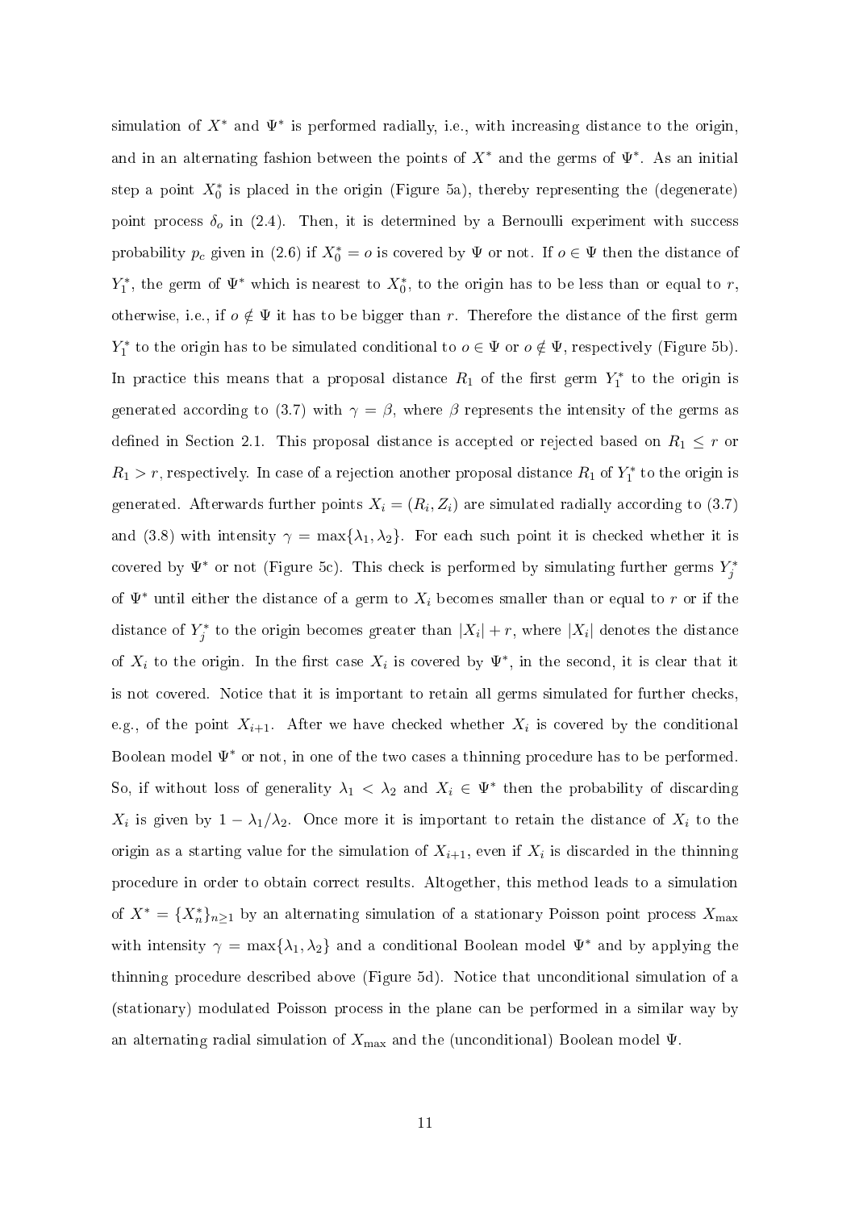simulation of $X^*$ and $\Psi^*$ is performed radially, i.e., with increasing distance to the origin, and in an alternating fashion between the points of $X^*$ and the germs of $\Psi^*$. As an initial step a point $X_0^*$ is placed in the origin (Figure 5a), thereby representing the (degenerate) point process $\delta_o$ in (2.4). Then, it is determined by a Bernoulli experiment with success probability $p_c$ given in (2.6) if $X_0^* = o$ is covered by $\Psi$ or not. If $o \in \Psi$ then the distance of $Y_1^*$, the germ of $\Psi^*$ which is nearest to $X_0^*$, to the origin has to be less than or equal to $r$, otherwise, i.e., if $o \notin \Psi$ it has to be bigger than $r$. Therefore the distance of the first germ $Y_1^*$ to the origin has to be simulated conditional to $o \in \Psi$ or $o \notin \Psi$, respectively (Figure 5b). In practice this means that a proposal distance $R_1$ of the first germ $Y_1^*$ to the origin is generated according to (3.7) with $\gamma = \beta$, where $\beta$ represents the intensity of the germs as defined in Section 2.1. This proposal distance is accepted or rejected based on $R_1 \leq r$ or $R_1 > r$, respectively. In case of a rejection another proposal distance $R_1$ of $Y_1^*$ to the origin is generated. Afterwards further points $X_i = (R_i, Z_i)$ are simulated radially according to (3.7) and (3.8) with intensity $\gamma = \max\{\lambda_1, \lambda_2\}$. For each such point it is checked whether it is covered by $\Psi^*$ or not (Figure 5c). This check is performed by simulating further germs $Y_j^*$ of $\Psi^*$ until either the distance of a germ to $X_i$ becomes smaller than or equal to $r$ or if the distance of $Y_j^*$ to the origin becomes greater than $|X_i| + r$, where $|X_i|$ denotes the distance of $X_i$ to the origin. In the first case $X_i$ is covered by $\Psi^*$, in the second, it is clear that it is not covered. Notice that it is important to retain all germs simulated for further checks, e.g., of the point $X_{i+1}$. After we have checked whether $X_i$ is covered by the conditional Boolean model $\Psi^*$ or not, in one of the two cases a thinning procedure has to be performed. So, if without loss of generality $\lambda_1 < \lambda_2$ and $X_i \in \Psi^*$ then the probability of discarding $X_i$ is given by $1 - \lambda_1/\lambda_2$. Once more it is important to retain the distance of $X_i$ to the origin as a starting value for the simulation of $X_{i+1}$, even if $X_i$ is discarded in the thinning procedure in order to obtain correct results. Altogether, this method leads to a simulation of $X^* = \{X_n^*\}_{n \geq 1}$ by an alternating simulation of a stationary Poisson point process $X_{\max}$ with intensity $\gamma = \max\{\lambda_1, \lambda_2\}$ and a conditional Boolean model $\Psi^*$ and by applying the thinning procedure described above (Figure 5d). Notice that unconditional simulation of a (stationary) modulated Poisson process in the plane can be performed in a similar way by an alternating radial simulation of $X_{\max}$ and the (unconditional) Boolean model $\Psi$.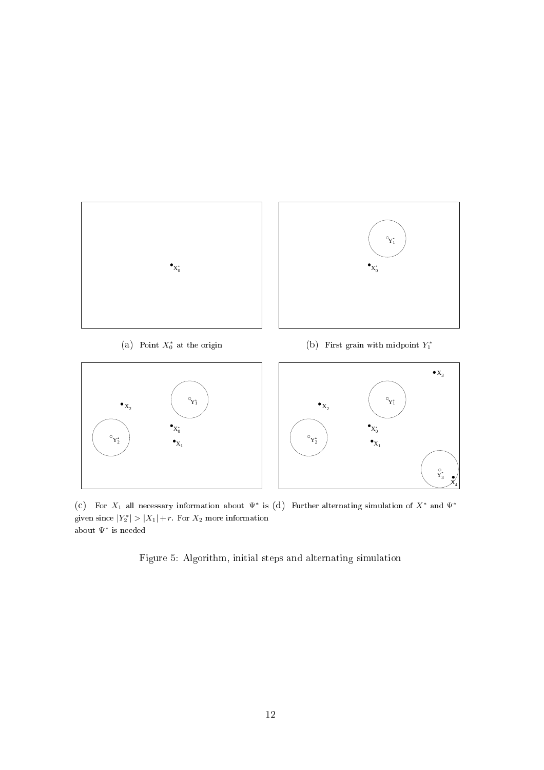(a) Point $X_0^*$ at the origin

(b) First grain with midpoint $Y_1^*$

(c) For $X_1$ all necessary information about $\Psi^*$ is given since $|Y_2^*| > |X_1| + r$. For $X_2$ more information about $\Psi^*$ is needed

(d) Further alternating simulation of $X^*$ and $\Psi^*$

Figure 5: Algorithm, initial steps and alternating simulation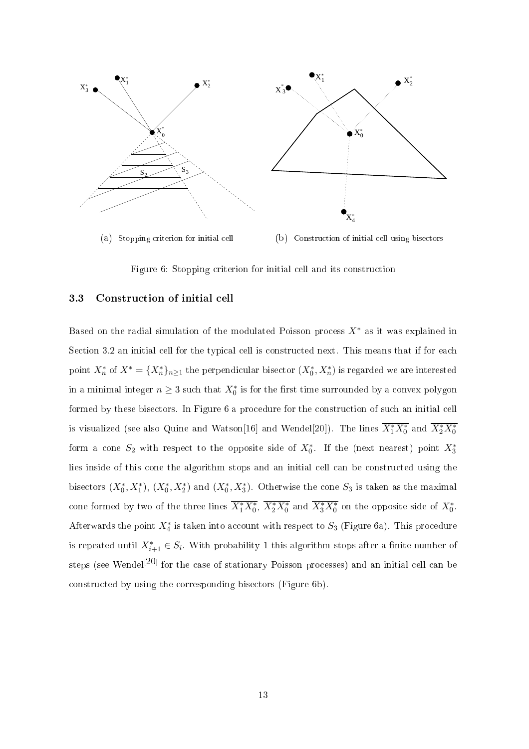(a) Stopping criterion for initial cell

(b) Construction of initial cell using bisectors

Figure 6: Stopping criterion for initial cell and its construction

### 3.3 Construction of initial cell

Based on the radial simulation of the modulated Poisson process $X^*$ as it was explained in Section 3.2 an initial cell for the typical cell is constructed next. This means that if for each point $X_n^*$ of $X^* = \{X_n^*\}_{n\geq 1}$ the perpendicular bisector $(X_0^*, X_n^*)$ is regarded we are interested in a minimal integer $n \geq 3$ such that $X_0^*$ is for the first time surrounded by a convex polygon formed by these bisectors. In Figure 6 a procedure for the construction of such an initial cell is visualized (see also Quine and Watson[16] and Wendel[20]). The lines $\overline{X_1^* X_0^*}$ and $\overline{X_2^* X_0^*}$ form a cone $S_2$ with respect to the opposite side of $X_0^*$. If the (next nearest) point $X_3^*$ lies inside of this cone the algorithm stops and an initial cell can be constructed using the bisectors $(X_0^*, X_1^*)$, $(X_0^*, X_2^*)$ and $(X_0^*, X_3^*)$. Otherwise the cone $S_3$ is taken as the maximal cone formed by two of the three lines $\overline{X_1^* X_0^*}$, $\overline{X_2^* X_0^*}$ and $\overline{X_3^* X_0^*}$ on the opposite side of $X_0^*$. Afterwards the point $X_4^*$ is taken into account with respect to $S_3$ (Figure 6a). This procedure is repeated until $X_{i+1}^* \in S_i$. With probability 1 this algorithm stops after a finite number of steps (see Wendel[20] for the case of stationary Poisson processes) and an initial cell can be constructed by using the corresponding bisectors (Figure 6b).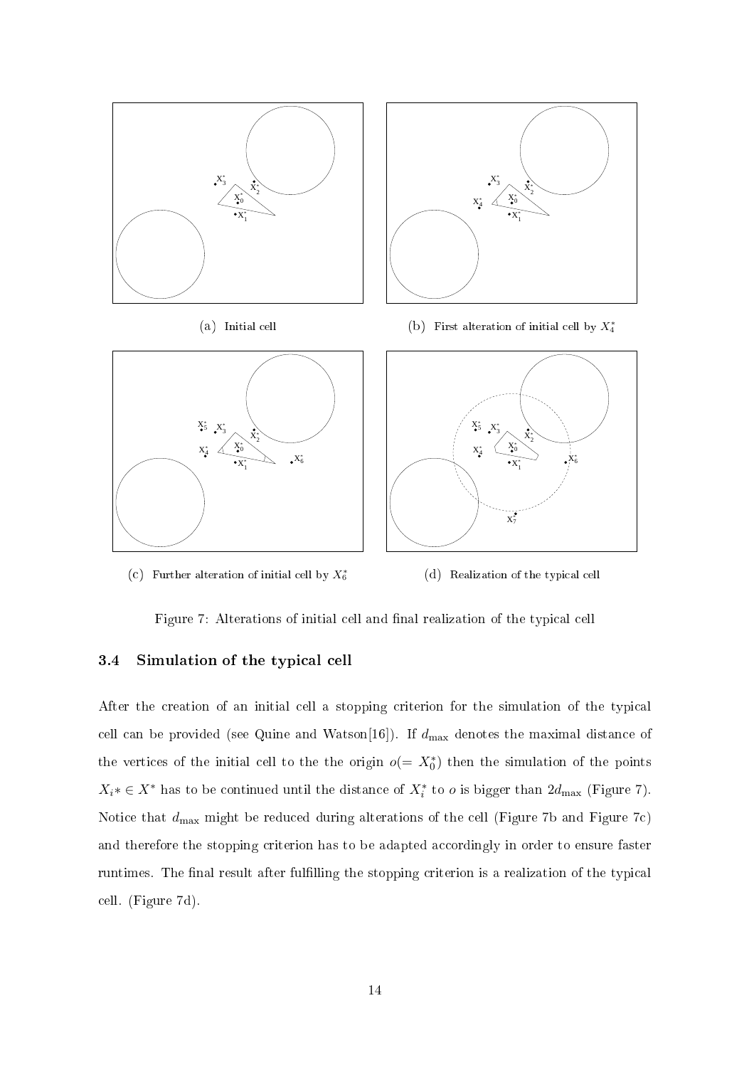(a) Initial cell

(b) First alteration of initial cell by $X_4^*$

(c) Further alteration of initial cell by $X_6^*$

(d) Realization of the typical cell

Figure 7: Alterations of initial cell and final realization of the typical cell

### 3.4 Simulation of the typical cell

After the creation of an initial cell a stopping criterion for the simulation of the typical cell can be provided (see Quine and Watson[16]). If $d_{\max}$ denotes the maximal distance of the vertices of the initial cell to the the origin $o(= X_0^*)$ then the simulation of the points $X_i* \in X^*$ has to be continued until the distance of $X_i^*$ to $o$ is bigger than $2d_{\max}$ (Figure 7). Notice that $d_{\max}$ might be reduced during alterations of the cell (Figure 7b and Figure 7c) and therefore the stopping criterion has to be adapted accordingly in order to ensure faster runtimes. The final result after fulfilling the stopping criterion is a realization of the typical cell. (Figure 7d).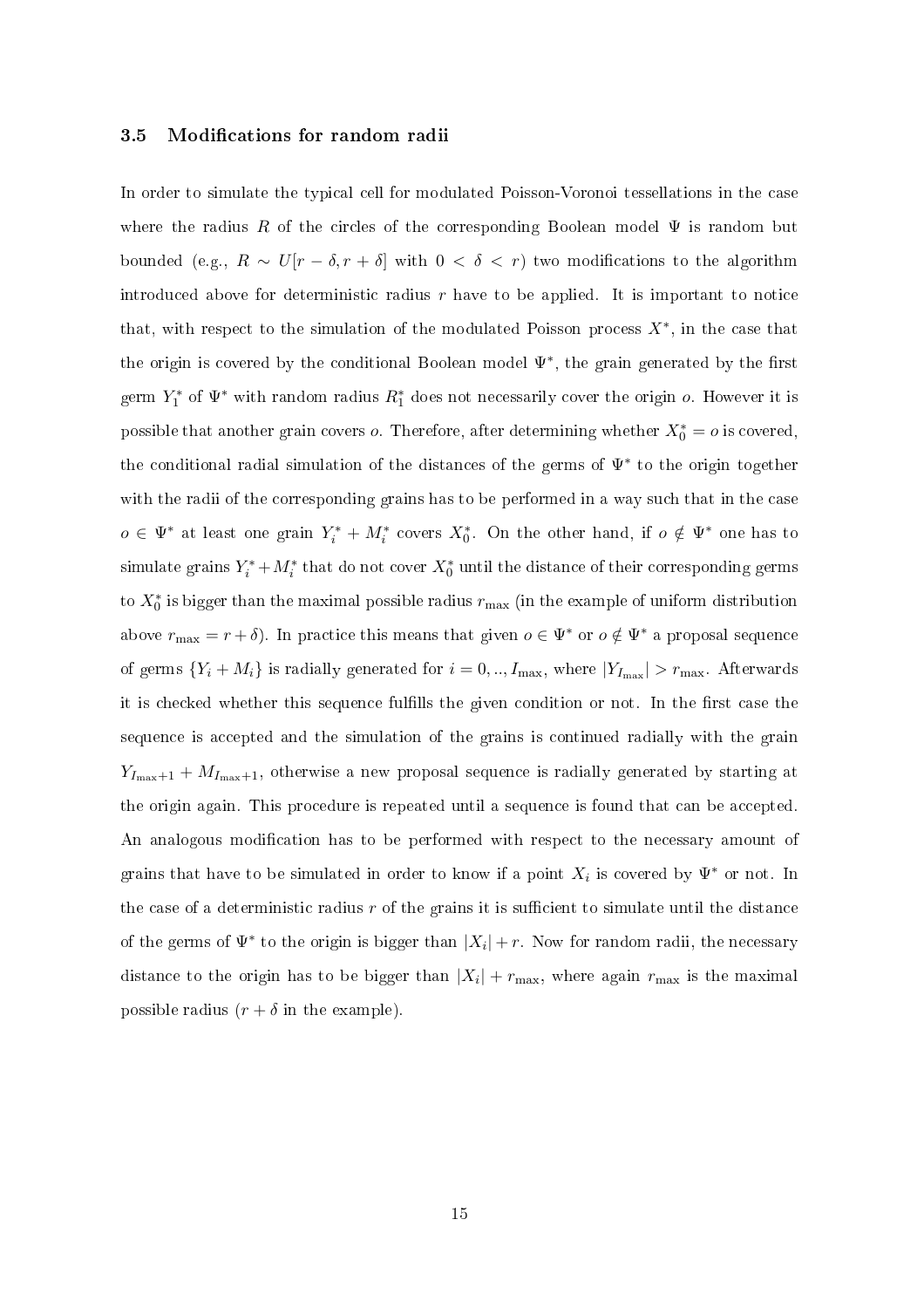### 3.5 Modifications for random radii

In order to simulate the typical cell for modulated Poisson-Voronoi tessellations in the case where the radius $R$ of the circles of the corresponding Boolean model $\Psi$ is random but bounded (e.g., $R \sim U[r-\delta, r+\delta]$ with $0 < \delta < r$) two modifications to the algorithm introduced above for deterministic radius $r$ have to be applied. It is important to notice that, with respect to the simulation of the modulated Poisson process $X^*$, in the case that the origin is covered by the conditional Boolean model $\Psi^*$, the grain generated by the first germ $Y_1^*$ of $\Psi^*$ with random radius $R_1^*$ does not necessarily cover the origin $o$. However it is possible that another grain covers $o$. Therefore, after determining whether $X_0^* = o$ is covered, the conditional radial simulation of the distances of the germs of $\Psi^*$ to the origin together with the radii of the corresponding grains has to be performed in a way such that in the case $o \in \Psi^*$ at least one grain $Y_i^* + M_i^*$ covers $X_0^*$. On the other hand, if $o \notin \Psi^*$ one has to simulate grains $Y_i^* + M_i^*$ that do not cover $X_0^*$ until the distance of their corresponding germs to $X_0^*$ is bigger than the maximal possible radius $r_{\max}$ (in the example of uniform distribution above $r_{\max} = r + \delta$). In practice this means that given $o \in \Psi^*$ or $o \notin \Psi^*$ a proposal sequence of germs $\{Y_i + M_i\}$ is radially generated for $i = 0, .., I_{\max}$, where $|Y_{I_{\max}}| > r_{\max}$. Afterwards it is checked whether this sequence fulfills the given condition or not. In the first case the sequence is accepted and the simulation of the grains is continued radially with the grain $Y_{I_{\max}+1} + M_{I_{\max}+1}$, otherwise a new proposal sequence is radially generated by starting at the origin again. This procedure is repeated until a sequence is found that can be accepted. An analogous modification has to be performed with respect to the necessary amount of grains that have to be simulated in order to know if a point $X_i$ is covered by $\Psi^*$ or not. In the case of a deterministic radius $r$ of the grains it is sufficient to simulate until the distance of the germs of $\Psi^*$ to the origin is bigger than $|X_i| + r$. Now for random radii, the necessary distance to the origin has to be bigger than $|X_i| + r_{\max}$, where again $r_{\max}$ is the maximal possible radius ($r + \delta$ in the example).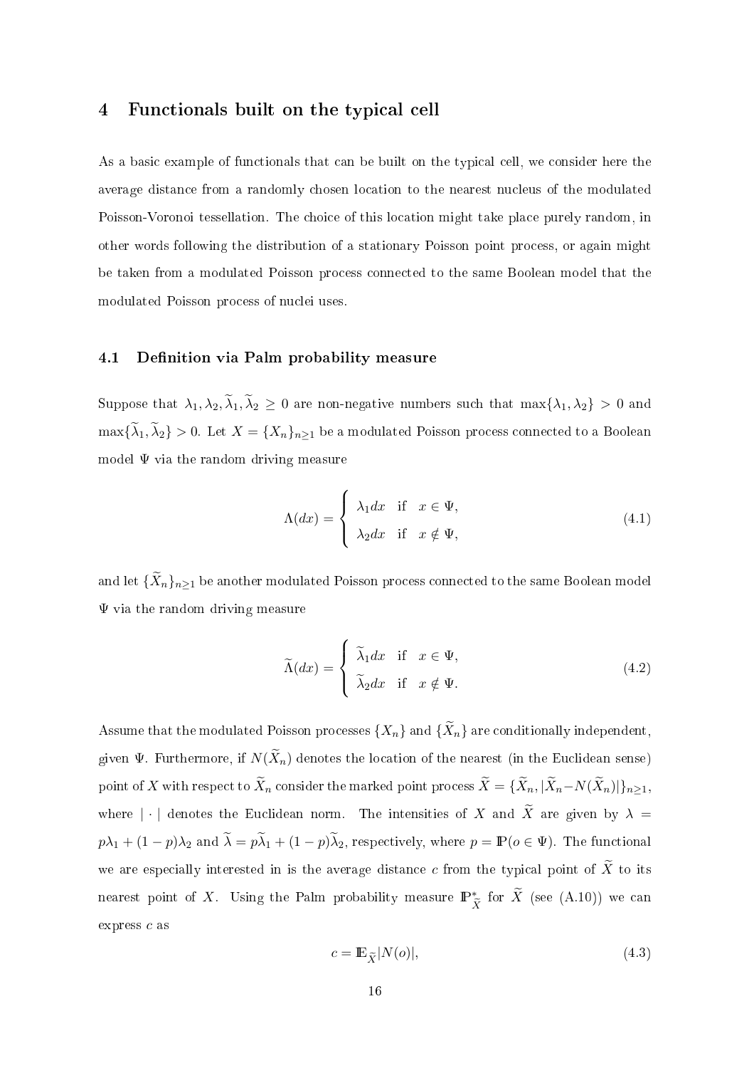# 4 Functionals built on the typical cell

As a basic example of functionals that can be built on the typical cell, we consider here the average distance from a randomly chosen location to the nearest nucleus of the modulated Poisson-Voronoi tessellation. The choice of this location might take place purely random, in other words following the distribution of a stationary Poisson point process, or again might be taken from a modulated Poisson process connected to the same Boolean model that the modulated Poisson process of nuclei uses.

## 4.1 Definition via Palm probability measure

Suppose that $\lambda_1, \lambda_2, \widetilde{\lambda}_1, \widetilde{\lambda}_2 \geq 0$ are non-negative numbers such that $\max\{\lambda_1, \lambda_2\} > 0$ and $\max\{\widetilde{\lambda}_1, \widetilde{\lambda}_2\} > 0$. Let $X = \{X_n\}_{n \geq 1}$ be a modulated Poisson process connected to a Boolean model $\Psi$ via the random driving measure

$$\Lambda(dx) = \begin{cases} \lambda_1 dx & \text{if} \quad x \in \Psi, \\ \lambda_2 dx & \text{if} \quad x \notin \Psi, \end{cases} \tag{4.1}$$

and let $\{\widetilde{X}_n\}_{n \geq 1}$ be another modulated Poisson process connected to the same Boolean model $\Psi$ via the random driving measure

$$\widetilde{\Lambda}(dx) = \begin{cases} \widetilde{\lambda}_1 dx & \text{if} \quad x \in \Psi, \\ \widetilde{\lambda}_2 dx & \text{if} \quad x \notin \Psi. \end{cases} \tag{4.2}$$

Assume that the modulated Poisson processes $\{X_n\}$ and $\{\widetilde{X}_n\}$ are conditionally independent, given $\Psi$. Furthermore, if $N(\widetilde{X}_n)$ denotes the location of the nearest (in the Euclidean sense) point of $X$ with respect to $\widetilde{X}_n$ consider the marked point process $\widetilde{X} = \{\widetilde{X}_n, |\widetilde{X}_n - N(\widetilde{X}_n)|\}_{n \geq 1}$, where $|\cdot|$ denotes the Euclidean norm. The intensities of $X$ and $\widetilde{X}$ are given by $\lambda = p\lambda_1 + (1-p)\lambda_2$ and $\widetilde{\lambda} = p\widetilde{\lambda}_1 + (1-p)\widetilde{\lambda}_2$, respectively, where $p = \mathbb{P}(o \in \Psi)$. The functional we are especially interested in is the average distance $c$ from the typical point of $\widetilde{X}$ to its nearest point of $X$. Using the Palm probability measure $\mathbb{P}^*_{\widetilde{X}}$ for $\widetilde{X}$ (see (A.10)) we can express $c$ as

$$c = \mathbb{E}_{\widetilde{X}} |N(o)|, \tag{4.3}$$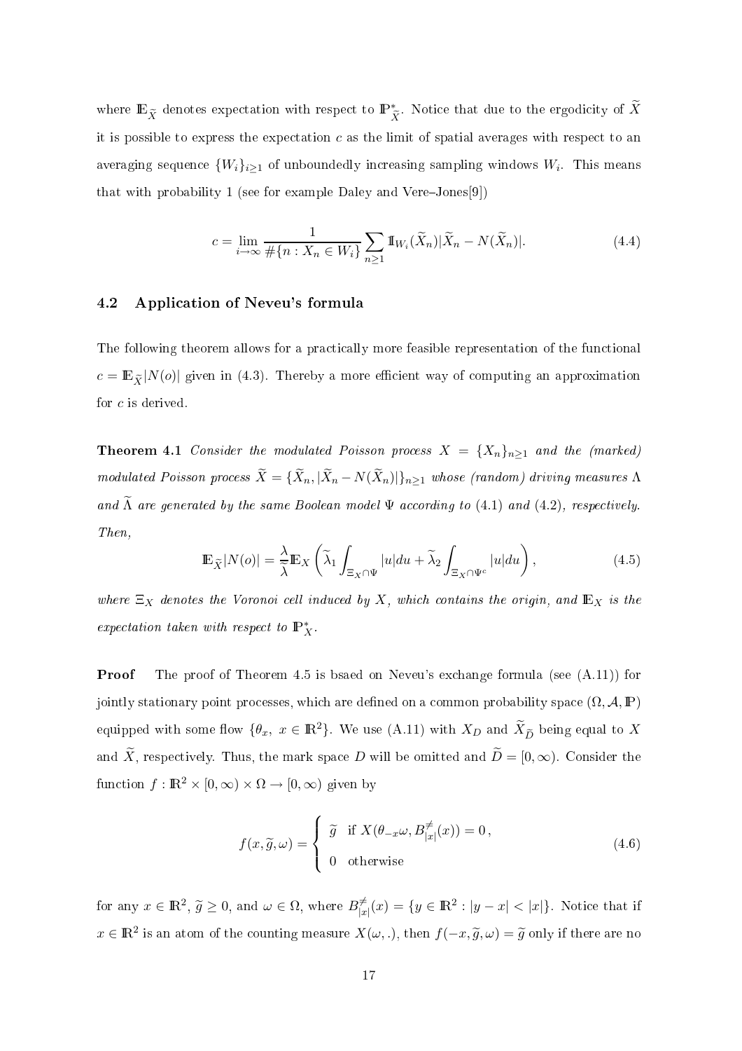where $\mathbb{E}_{\widetilde{X}}$ denotes expectation with respect to $\mathbb{P}^*_{\widetilde{X}}$. Notice that due to the ergodicity of $\widetilde{X}$ it is possible to express the expectation $c$ as the limit of spatial averages with respect to an averaging sequence $\{W_i\}_{i\geq 1}$ of unboundedly increasing sampling windows $W_i$. This means that with probability 1 (see for example Daley and Vere–Jones[9])

$$c = \lim_{i\to\infty} \frac{1}{\#\{n : X_n \in W_i\}} \sum_{n\geq 1} \mathbb{1}_{W_i}(\widetilde{X}_n)|\widetilde{X}_n - N(\widetilde{X}_n)|. \tag{4.4}$$

## 4.2 Application of Neveu's formula

The following theorem allows for a practically more feasible representation of the functional $c = \mathbb{E}_{\widetilde{X}}|N(o)|$ given in (4.3). Thereby a more efficient way of computing an approximation for $c$ is derived.

**Theorem 4.1** *Consider the modulated Poisson process $X = \{X_n\}_{n\geq 1}$ and the (marked) modulated Poisson process $\widetilde{X} = \{\widetilde{X}_n, |\widetilde{X}_n - N(\widetilde{X}_n)|\}_{n\geq 1}$ whose (random) driving measures $\Lambda$ and $\widetilde{\Lambda}$ are generated by the same Boolean model $\Psi$ according to (4.1) and (4.2), respectively. Then,*

$$\mathbb{E}_{\widetilde{X}}|N(o)| = \frac{\lambda}{\widetilde{\lambda}}\mathbb{E}_X\left(\widetilde{\lambda}_1 \int_{\Xi_X\cap\Psi} |u|du + \widetilde{\lambda}_2 \int_{\Xi_X\cap\Psi^c} |u|du\right), \tag{4.5}$$

*where $\Xi_X$ denotes the Voronoi cell induced by $X$, which contains the origin, and $\mathbb{E}_X$ is the expectation taken with respect to $\mathbb{P}^*_X$.*

**Proof** The proof of Theorem 4.5 is bsaed on Neveu's exchange formula (see (A.11)) for jointly stationary point processes, which are defined on a common probability space $(\Omega, \mathcal{A}, \mathbb{P})$ equipped with some flow $\{\theta_x,\ x \in \mathbb{R}^2\}$. We use (A.11) with $X_D$ and $\widetilde{X}_{\widetilde{D}}$ being equal to $X$ and $\widetilde{X}$, respectively. Thus, the mark space $D$ will be omitted and $\widetilde{D} = [0, \infty)$. Consider the function $f : \mathbb{R}^2 \times [0, \infty) \times \Omega \to [0, \infty)$ given by

$$f(x, \widetilde{g}, \omega) = \begin{cases} \widetilde{g} & \text{if } X(\theta_{-x}\omega, B^{\neq}_{|x|}(x)) = 0\,, \\ 0 & \text{otherwise} \end{cases} \tag{4.6}$$

for any $x \in \mathbb{R}^2$, $\widetilde{g} \geq 0$, and $\omega \in \Omega$, where $B^{\neq}_{|x|}(x) = \{y \in \mathbb{R}^2 : |y - x| < |x|\}$. Notice that if $x \in \mathbb{R}^2$ is an atom of the counting measure $X(\omega, .)$, then $f(-x, \widetilde{g}, \omega) = \widetilde{g}$ only if there are no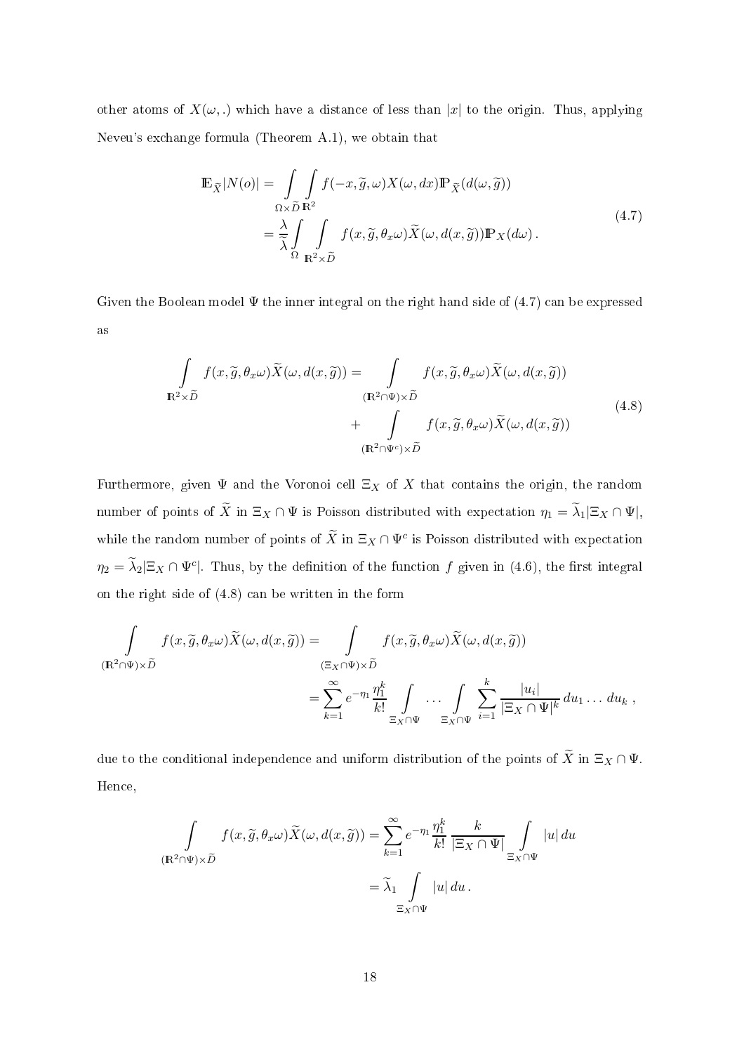other atoms of $X(\omega, .)$ which have a distance of less than $|x|$ to the origin. Thus, applying Neveu's exchange formula (Theorem A.1), we obtain that

$$
\begin{aligned}
\mathbb{E}_{\widetilde{X}}|N(o)| &= \int\limits_{\Omega \times \widetilde{D}} \int\limits_{\mathbb{R}^2} f(-x, \widetilde{g}, \omega) X(\omega, dx) \mathbb{P}_{\widetilde{X}}(d(\omega, \widetilde{g})) \\
&= \frac{\lambda}{\widetilde{\lambda}} \int\limits_{\Omega} \int\limits_{\mathbb{R}^2 \times \widetilde{D}} f(x, \widetilde{g}, \theta_x \omega) \widetilde{X}(\omega, d(x, \widetilde{g})) \mathbb{P}_X(d\omega) \, .
\end{aligned} \tag{4.7}
$$

Given the Boolean model $\Psi$ the inner integral on the right hand side of (4.7) can be expressed as

$$
\begin{aligned}
\int\limits_{\mathbb{R}^2 \times \widetilde{D}} f(x, \widetilde{g}, \theta_x \omega) \widetilde{X}(\omega, d(x, \widetilde{g})) = & \int\limits_{(\mathbb{R}^2 \cap \Psi) \times \widetilde{D}} f(x, \widetilde{g}, \theta_x \omega) \widetilde{X}(\omega, d(x, \widetilde{g})) \\
& + \int\limits_{(\mathbb{R}^2 \cap \Psi^c) \times \widetilde{D}} f(x, \widetilde{g}, \theta_x \omega) \widetilde{X}(\omega, d(x, \widetilde{g}))
\end{aligned} \tag{4.8}
$$

Furthermore, given $\Psi$ and the Voronoi cell $\Xi_X$ of $X$ that contains the origin, the random number of points of $\widetilde{X}$ in $\Xi_X \cap \Psi$ is Poisson distributed with expectation $\eta_1 = \widetilde{\lambda}_1 |\Xi_X \cap \Psi|$, while the random number of points of $\widetilde{X}$ in $\Xi_X \cap \Psi^c$ is Poisson distributed with expectation $\eta_2 = \widetilde{\lambda}_2 |\Xi_X \cap \Psi^c|$. Thus, by the definition of the function $f$ given in (4.6), the first integral on the right side of (4.8) can be written in the form

$$
\begin{aligned}
\int\limits_{(\mathbb{R}^2 \cap \Psi) \times \widetilde{D}} f(x, \widetilde{g}, \theta_x \omega) \widetilde{X}(\omega, d(x, \widetilde{g})) &= \int\limits_{(\Xi_X \cap \Psi) \times \widetilde{D}} f(x, \widetilde{g}, \theta_x \omega) \widetilde{X}(\omega, d(x, \widetilde{g})) \\
&= \sum_{k=1}^{\infty} e^{-\eta_1} \frac{\eta_1^k}{k!} \int\limits_{\Xi_X \cap \Psi} \dots \int\limits_{\Xi_X \cap \Psi} \sum_{i=1}^{k} \frac{|u_i|}{|\Xi_X \cap \Psi|^k} \, du_1 \dots du_k \, ,
\end{aligned}
$$

due to the conditional independence and uniform distribution of the points of $\widetilde{X}$ in $\Xi_X \cap \Psi$. Hence,

$$
\begin{aligned}
\int\limits_{(\mathbb{R}^2 \cap \Psi) \times \widetilde{D}} f(x, \widetilde{g}, \theta_x \omega) \widetilde{X}(\omega, d(x, \widetilde{g})) &= \sum_{k=1}^{\infty} e^{-\eta_1} \frac{\eta_1^k}{k!} \frac{k}{|\Xi_X \cap \Psi|} \int\limits_{\Xi_X \cap \Psi} |u| \, du \\
&= \widetilde{\lambda}_1 \int\limits_{\Xi_X \cap \Psi} |u| \, du \, .
\end{aligned}
$$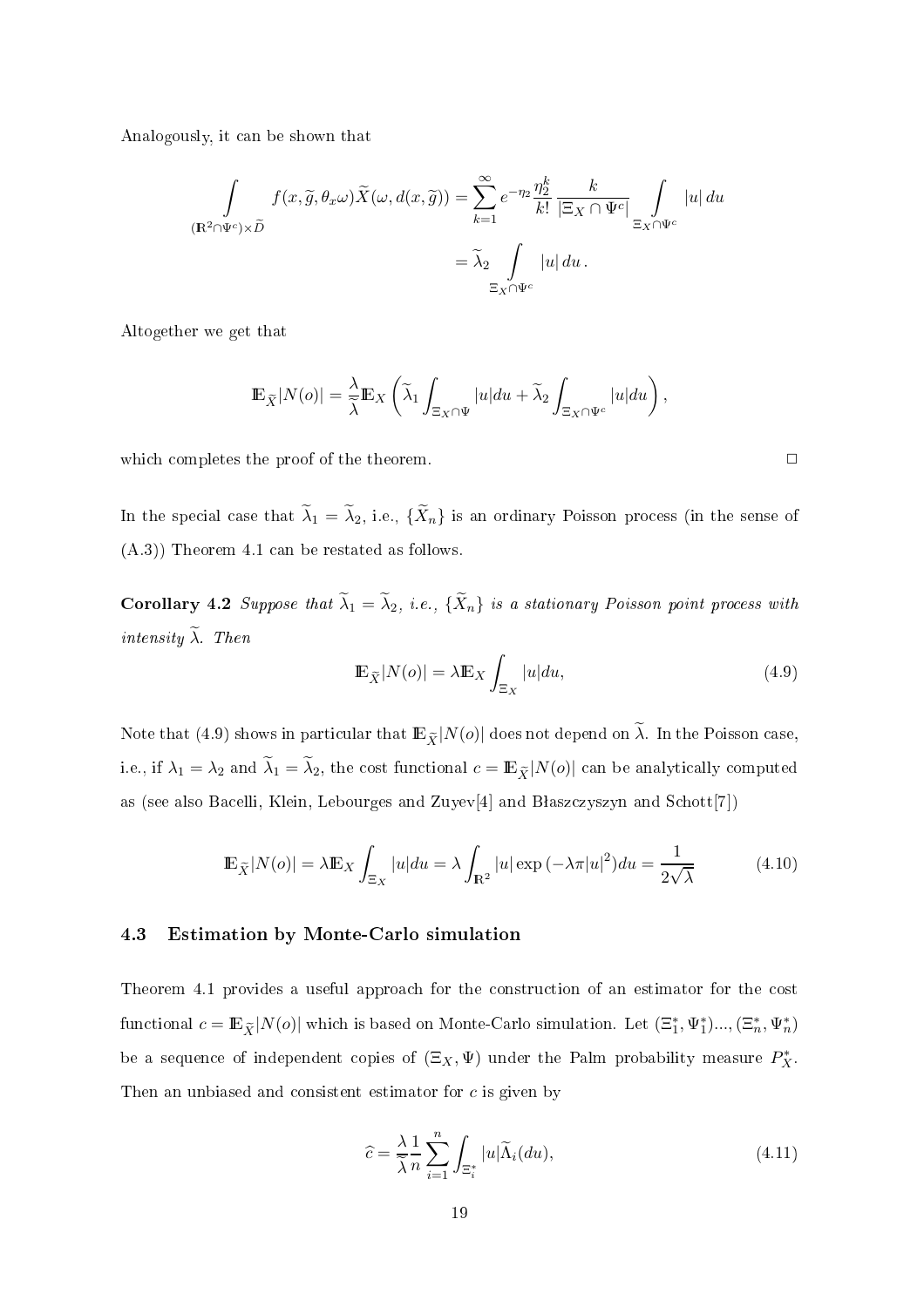Analogously, it can be shown that

$$\int\limits_{(\mathbb{R}^2 \cap \Psi^c)\times \widetilde{D}} f(x,\widetilde{g},\theta_x\omega)\widetilde{X}(\omega, d(x,\widetilde{g})) = \sum_{k=1}^{\infty} e^{-\eta_2}\frac{\eta_2^k}{k!}\,\frac{k}{|\Xi_X \cap \Psi^c|}\int\limits_{\Xi_X\cap\Psi^c} |u|\,du$$

$$= \widetilde{\lambda}_2 \int\limits_{\Xi_X\cap\Psi^c} |u|\,du\,.$$

Altogether we get that

$$\mathbb{E}_{\widetilde{X}}|N(o)| = \frac{\lambda}{\widetilde{\lambda}}\mathbb{E}_X\left(\widetilde{\lambda}_1\int_{\Xi_X\cap\Psi}|u|du + \widetilde{\lambda}_2\int_{\Xi_X\cap\Psi^c}|u|du\right),$$

which completes the proof of the theorem. □

In the special case that $\widetilde{\lambda}_1 = \widetilde{\lambda}_2$, i.e., $\{\widetilde{X}_n\}$ is an ordinary Poisson process (in the sense of (A.3)) Theorem 4.1 can be restated as follows.

**Corollary 4.2** *Suppose that $\widetilde{\lambda}_1 = \widetilde{\lambda}_2$, i.e., $\{\widetilde{X}_n\}$ is a stationary Poisson point process with intensity $\widetilde{\lambda}$. Then*

$$\mathbb{E}_{\widetilde{X}}|N(o)| = \lambda\mathbb{E}_X\int_{\Xi_X}|u|du, \tag{4.9}$$

Note that (4.9) shows in particular that $\mathbb{E}_{\widetilde{X}}|N(o)|$ does not depend on $\widetilde{\lambda}$. In the Poisson case, i.e., if $\lambda_1 = \lambda_2$ and $\widetilde{\lambda}_1 = \widetilde{\lambda}_2$, the cost functional $c = \mathbb{E}_{\widetilde{X}}|N(o)|$ can be analytically computed as (see also Bacelli, Klein, Lebourges and Zuyev[4] and Błaszczyszyn and Schott[7])

$$\mathbb{E}_{\widetilde{X}}|N(o)| = \lambda\mathbb{E}_X\int_{\Xi_X}|u|du = \lambda\int_{\mathbb{R}^2}|u|\exp\left(-\lambda\pi|u|^2\right)du = \frac{1}{2\sqrt{\lambda}} \tag{4.10}$$

### 4.3 Estimation by Monte-Carlo simulation

Theorem 4.1 provides a useful approach for the construction of an estimator for the cost functional $c = \mathbb{E}_{\widetilde{X}}|N(o)|$ which is based on Monte-Carlo simulation. Let $(\Xi_1^*, \Psi_1^*)..., (\Xi_n^*, \Psi_n^*)$ be a sequence of independent copies of $(\Xi_X, \Psi)$ under the Palm probability measure $P_X^*$. Then an unbiased and consistent estimator for $c$ is given by

$$\widehat{c} = \frac{\lambda}{\widetilde{\lambda}}\frac{1}{n}\sum_{i=1}^{n}\int_{\Xi_i^*}|u|\widetilde{\Lambda}_i(du), \tag{4.11}$$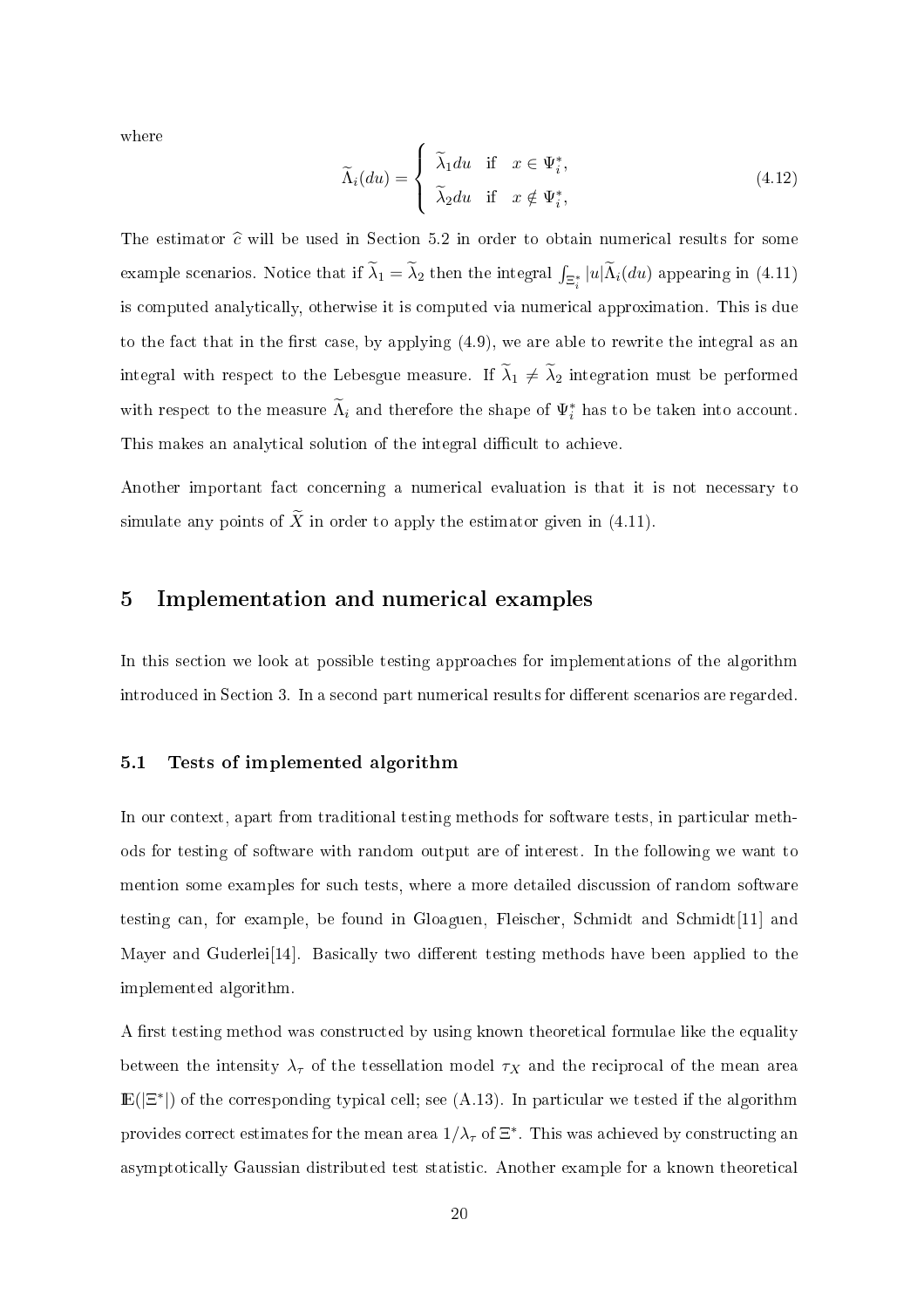where

$$\widetilde{\Lambda}_i(du) = \begin{cases} \widetilde{\lambda}_1 du & \text{if} \quad x \in \Psi_i^*, \\ \widetilde{\lambda}_2 du & \text{if} \quad x \notin \Psi_i^*, \end{cases} \tag{4.12}$$

The estimator $\widehat{c}$ will be used in Section 5.2 in order to obtain numerical results for some example scenarios. Notice that if $\widetilde{\lambda}_1 = \widetilde{\lambda}_2$ then the integral $\int_{\Xi_i^*} |u| \widetilde{\Lambda}_i(du)$ appearing in (4.11) is computed analytically, otherwise it is computed via numerical approximation. This is due to the fact that in the first case, by applying (4.9), we are able to rewrite the integral as an integral with respect to the Lebesgue measure. If $\widetilde{\lambda}_1 \neq \widetilde{\lambda}_2$ integration must be performed with respect to the measure $\widetilde{\Lambda}_i$ and therefore the shape of $\Psi_i^*$ has to be taken into account. This makes an analytical solution of the integral difficult to achieve.

Another important fact concerning a numerical evaluation is that it is not necessary to simulate any points of $\widetilde{X}$ in order to apply the estimator given in (4.11).

## 5 Implementation and numerical examples

In this section we look at possible testing approaches for implementations of the algorithm introduced in Section 3. In a second part numerical results for different scenarios are regarded.

### 5.1 Tests of implemented algorithm

In our context, apart from traditional testing methods for software tests, in particular methods for testing of software with random output are of interest. In the following we want to mention some examples for such tests, where a more detailed discussion of random software testing can, for example, be found in Gloaguen, Fleischer, Schmidt and Schmidt[11] and Mayer and Guderlei[14]. Basically two different testing methods have been applied to the implemented algorithm.

A first testing method was constructed by using known theoretical formulae like the equality between the intensity $\lambda_\tau$ of the tessellation model $\tau_X$ and the reciprocal of the mean area $\mathbb{E}(|\Xi^*|)$ of the corresponding typical cell; see (A.13). In particular we tested if the algorithm provides correct estimates for the mean area $1/\lambda_\tau$ of $\Xi^*$. This was achieved by constructing an asymptotically Gaussian distributed test statistic. Another example for a known theoretical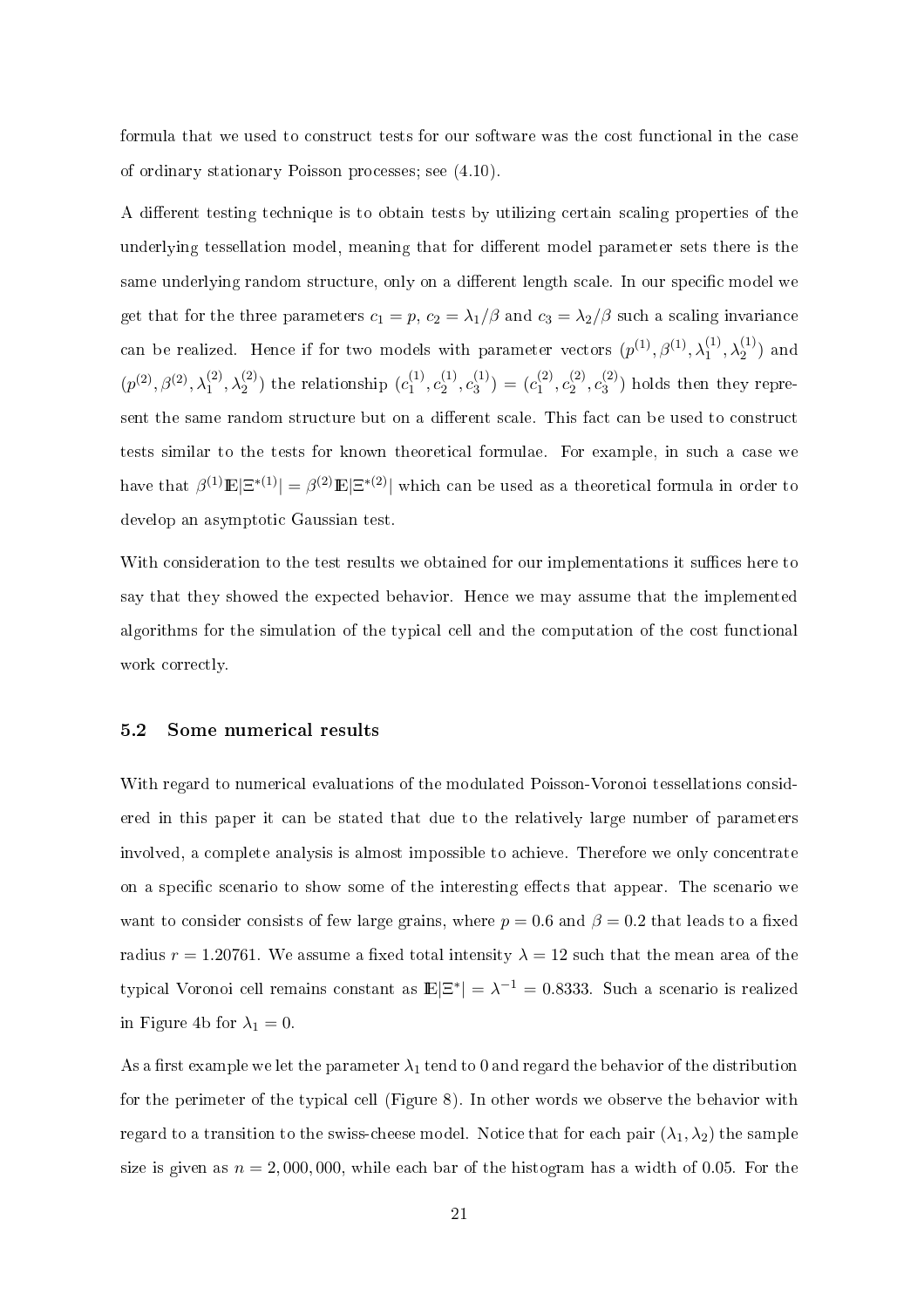formula that we used to construct tests for our software was the cost functional in the case of ordinary stationary Poisson processes; see (4.10).

A different testing technique is to obtain tests by utilizing certain scaling properties of the underlying tessellation model, meaning that for different model parameter sets there is the same underlying random structure, only on a different length scale. In our specific model we get that for the three parameters $c_1 = p$, $c_2 = \lambda_1/\beta$ and $c_3 = \lambda_2/\beta$ such a scaling invariance can be realized. Hence if for two models with parameter vectors $(p^{(1)}, \beta^{(1)}, \lambda_1^{(1)}, \lambda_2^{(1)})$ and $(p^{(2)}, \beta^{(2)}, \lambda_1^{(2)}, \lambda_2^{(2)})$ the relationship $(c_1^{(1)}, c_2^{(1)}, c_3^{(1)}) = (c_1^{(2)}, c_2^{(2)}, c_3^{(2)})$ holds then they represent the same random structure but on a different scale. This fact can be used to construct tests similar to the tests for known theoretical formulae. For example, in such a case we have that $\beta^{(1)} \mathbb{E}|\Xi^{*(1)}| = \beta^{(2)} \mathbb{E}|\Xi^{*(2)}|$ which can be used as a theoretical formula in order to develop an asymptotic Gaussian test.

With consideration to the test results we obtained for our implementations it suffices here to say that they showed the expected behavior. Hence we may assume that the implemented algorithms for the simulation of the typical cell and the computation of the cost functional work correctly.

### 5.2 Some numerical results

With regard to numerical evaluations of the modulated Poisson-Voronoi tessellations considered in this paper it can be stated that due to the relatively large number of parameters involved, a complete analysis is almost impossible to achieve. Therefore we only concentrate on a specific scenario to show some of the interesting effects that appear. The scenario we want to consider consists of few large grains, where $p = 0.6$ and $\beta = 0.2$ that leads to a fixed radius $r = 1.20761$. We assume a fixed total intensity $\lambda = 12$ such that the mean area of the typical Voronoi cell remains constant as $\mathbb{E}|\Xi^*| = \lambda^{-1} = 0.8333$. Such a scenario is realized in Figure 4b for $\lambda_1 = 0$.

As a first example we let the parameter $\lambda_1$ tend to 0 and regard the behavior of the distribution for the perimeter of the typical cell (Figure 8). In other words we observe the behavior with regard to a transition to the swiss-cheese model. Notice that for each pair $(\lambda_1, \lambda_2)$ the sample size is given as $n = 2,000,000$, while each bar of the histogram has a width of 0.05. For the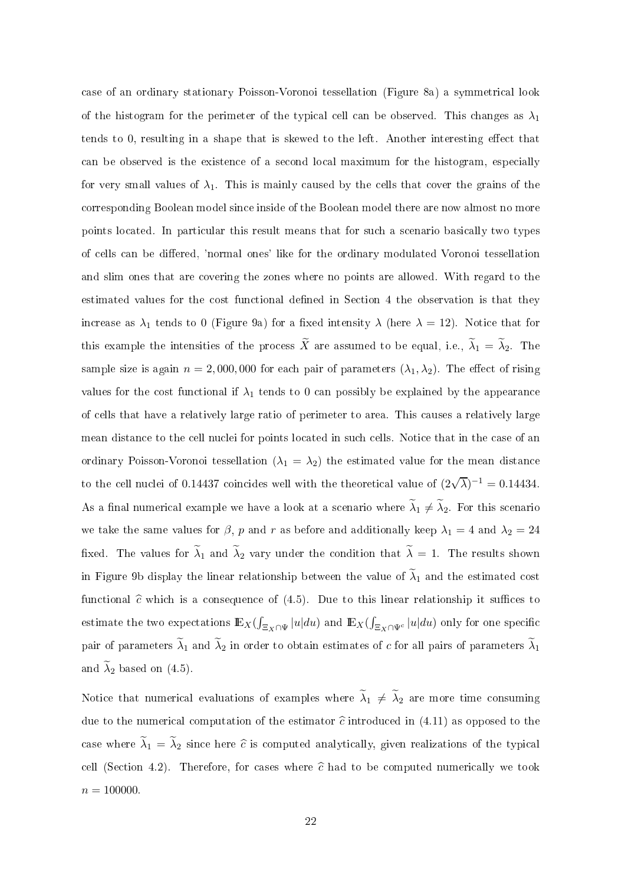case of an ordinary stationary Poisson-Voronoi tessellation (Figure 8a) a symmetrical look of the histogram for the perimeter of the typical cell can be observed. This changes as $\lambda_1$ tends to 0, resulting in a shape that is skewed to the left. Another interesting effect that can be observed is the existence of a second local maximum for the histogram, especially for very small values of $\lambda_1$. This is mainly caused by the cells that cover the grains of the corresponding Boolean model since inside of the Boolean model there are now almost no more points located. In particular this result means that for such a scenario basically two types of cells can be differed, 'normal ones' like for the ordinary modulated Voronoi tessellation and slim ones that are covering the zones where no points are allowed. With regard to the estimated values for the cost functional defined in Section 4 the observation is that they increase as $\lambda_1$ tends to 0 (Figure 9a) for a fixed intensity $\lambda$ (here $\lambda = 12$). Notice that for this example the intensities of the process $\widetilde{X}$ are assumed to be equal, i.e., $\widetilde{\lambda}_1 = \widetilde{\lambda}_2$. The sample size is again $n = 2,000,000$ for each pair of parameters $(\lambda_1, \lambda_2)$. The effect of rising values for the cost functional if $\lambda_1$ tends to 0 can possibly be explained by the appearance of cells that have a relatively large ratio of perimeter to area. This causes a relatively large mean distance to the cell nuclei for points located in such cells. Notice that in the case of an ordinary Poisson-Voronoi tessellation ($\lambda_1 = \lambda_2$) the estimated value for the mean distance to the cell nuclei of 0.14437 coincides well with the theoretical value of $(2\sqrt{\lambda})^{-1} = 0.14434$. As a final numerical example we have a look at a scenario where $\widetilde{\lambda}_1 \neq \widetilde{\lambda}_2$. For this scenario we take the same values for $\beta$, $p$ and $r$ as before and additionally keep $\lambda_1 = 4$ and $\lambda_2 = 24$ fixed. The values for $\widetilde{\lambda}_1$ and $\widetilde{\lambda}_2$ vary under the condition that $\widetilde{\lambda} = 1$. The results shown in Figure 9b display the linear relationship between the value of $\widetilde{\lambda}_1$ and the estimated cost functional $\widehat{c}$ which is a consequence of (4.5). Due to this linear relationship it suffices to estimate the two expectations $\mathbb{E}_X(\int_{\Xi_X \cap \Psi} |u| du)$ and $\mathbb{E}_X(\int_{\Xi_X \cap \Psi^c} |u| du)$ only for one specific pair of parameters $\widetilde{\lambda}_1$ and $\widetilde{\lambda}_2$ in order to obtain estimates of $c$ for all pairs of parameters $\widetilde{\lambda}_1$ and $\widetilde{\lambda}_2$ based on (4.5).

Notice that numerical evaluations of examples where $\widetilde{\lambda}_1 \neq \widetilde{\lambda}_2$ are more time consuming due to the numerical computation of the estimator $\widehat{c}$ introduced in (4.11) as opposed to the case where $\widetilde{\lambda}_1 = \widetilde{\lambda}_2$ since here $\widehat{c}$ is computed analytically, given realizations of the typical cell (Section 4.2). Therefore, for cases where $\widehat{c}$ had to be computed numerically we took $n = 100000$.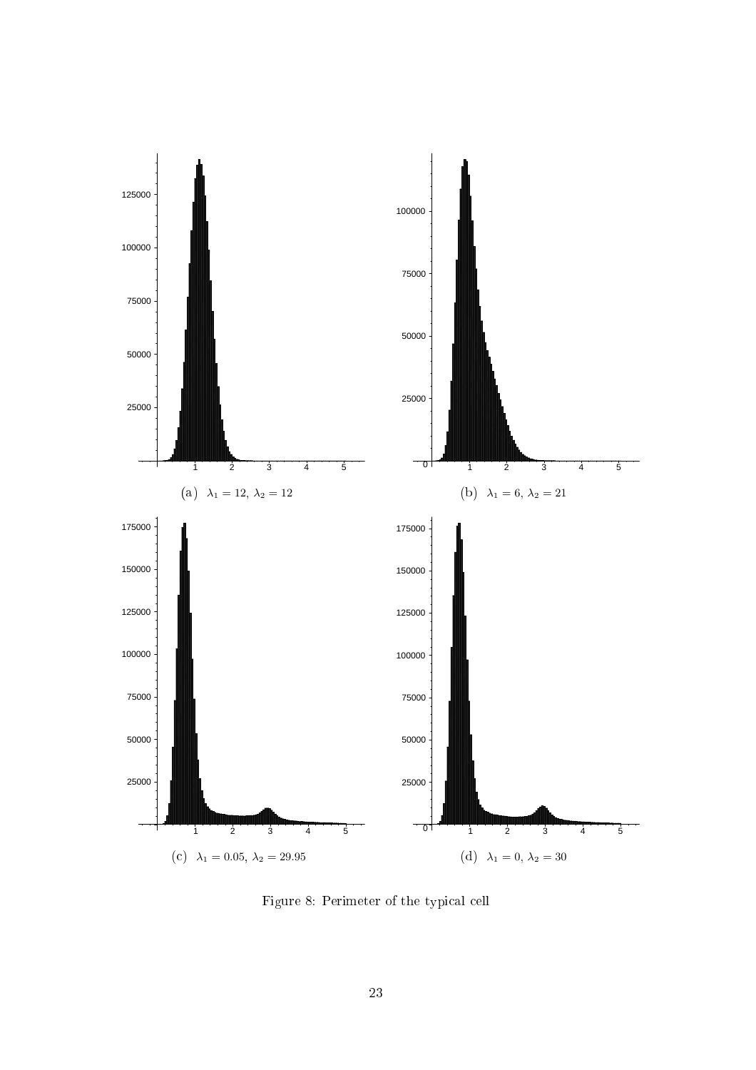(a) $\lambda_1 = 12,\ \lambda_2 = 12$

(b) $\lambda_1 = 6,\ \lambda_2 = 21$

(c) $\lambda_1 = 0.05,\ \lambda_2 = 29.95$

(d) $\lambda_1 = 0,\ \lambda_2 = 30$

Figure 8: Perimeter of the typical cell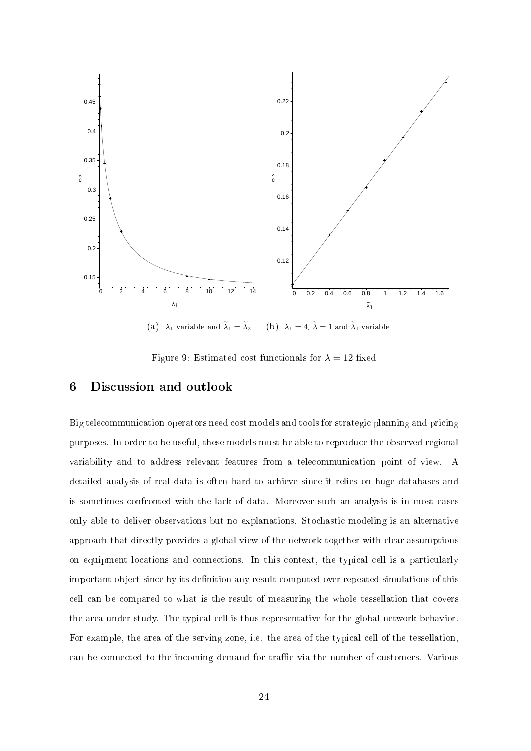(a) $\lambda_1$ variable and $\widetilde{\lambda}_1 = \widetilde{\lambda}_2$ (b) $\lambda_1 = 4$, $\widetilde{\lambda} = 1$ and $\widetilde{\lambda}_1$ variable

Figure 9: Estimated cost functionals for $\lambda = 12$ fixed

# 6 Discussion and outlook

Big telecommunication operators need cost models and tools for strategic planning and pricing purposes. In order to be useful, these models must be able to reproduce the observed regional variability and to address relevant features from a telecommunication point of view. A detailed analysis of real data is often hard to achieve since it relies on huge databases and is sometimes confronted with the lack of data. Moreover such an analysis is in most cases only able to deliver observations but no explanations. Stochastic modeling is an alternative approach that directly provides a global view of the network together with clear assumptions on equipment locations and connections. In this context, the typical cell is a particularly important object since by its definition any result computed over repeated simulations of this cell can be compared to what is the result of measuring the whole tessellation that covers the area under study. The typical cell is thus representative for the global network behavior. For example, the area of the serving zone, i.e. the area of the typical cell of the tessellation, can be connected to the incoming demand for traffic via the number of customers. Various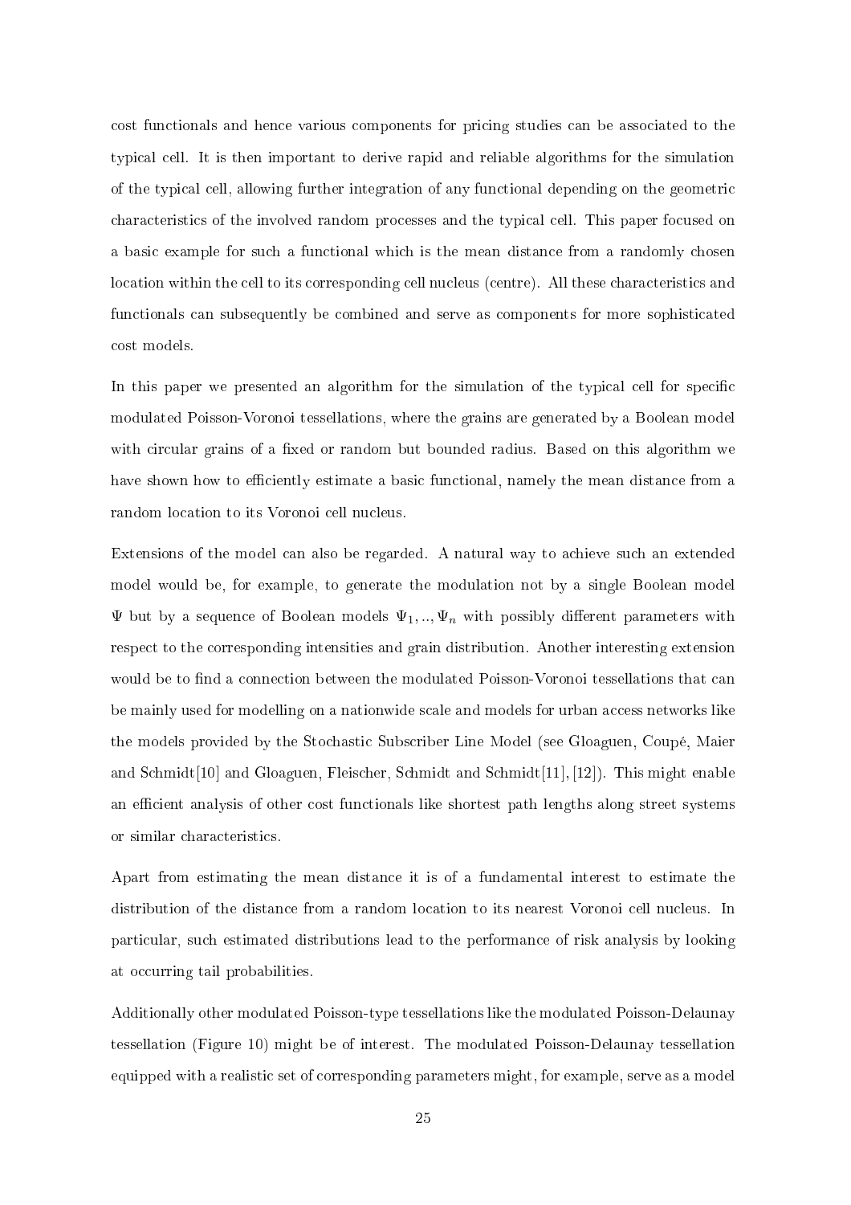cost functionals and hence various components for pricing studies can be associated to the typical cell. It is then important to derive rapid and reliable algorithms for the simulation of the typical cell, allowing further integration of any functional depending on the geometric characteristics of the involved random processes and the typical cell. This paper focused on a basic example for such a functional which is the mean distance from a randomly chosen location within the cell to its corresponding cell nucleus (centre). All these characteristics and functionals can subsequently be combined and serve as components for more sophisticated cost models.

In this paper we presented an algorithm for the simulation of the typical cell for specific modulated Poisson-Voronoi tessellations, where the grains are generated by a Boolean model with circular grains of a fixed or random but bounded radius. Based on this algorithm we have shown how to efficiently estimate a basic functional, namely the mean distance from a random location to its Voronoi cell nucleus.

Extensions of the model can also be regarded. A natural way to achieve such an extended model would be, for example, to generate the modulation not by a single Boolean model $\Psi$ but by a sequence of Boolean models $\Psi_1, .., \Psi_n$ with possibly different parameters with respect to the corresponding intensities and grain distribution. Another interesting extension would be to find a connection between the modulated Poisson-Voronoi tessellations that can be mainly used for modelling on a nationwide scale and models for urban access networks like the models provided by the Stochastic Subscriber Line Model (see Gloaguen, Coupé, Maier and Schmidt[10] and Gloaguen, Fleischer, Schmidt and Schmidt[11], [12]). This might enable an efficient analysis of other cost functionals like shortest path lengths along street systems or similar characteristics.

Apart from estimating the mean distance it is of a fundamental interest to estimate the distribution of the distance from a random location to its nearest Voronoi cell nucleus. In particular, such estimated distributions lead to the performance of risk analysis by looking at occurring tail probabilities.

Additionally other modulated Poisson-type tessellations like the modulated Poisson-Delaunay tessellation (Figure 10) might be of interest. The modulated Poisson-Delaunay tessellation equipped with a realistic set of corresponding parameters might, for example, serve as a model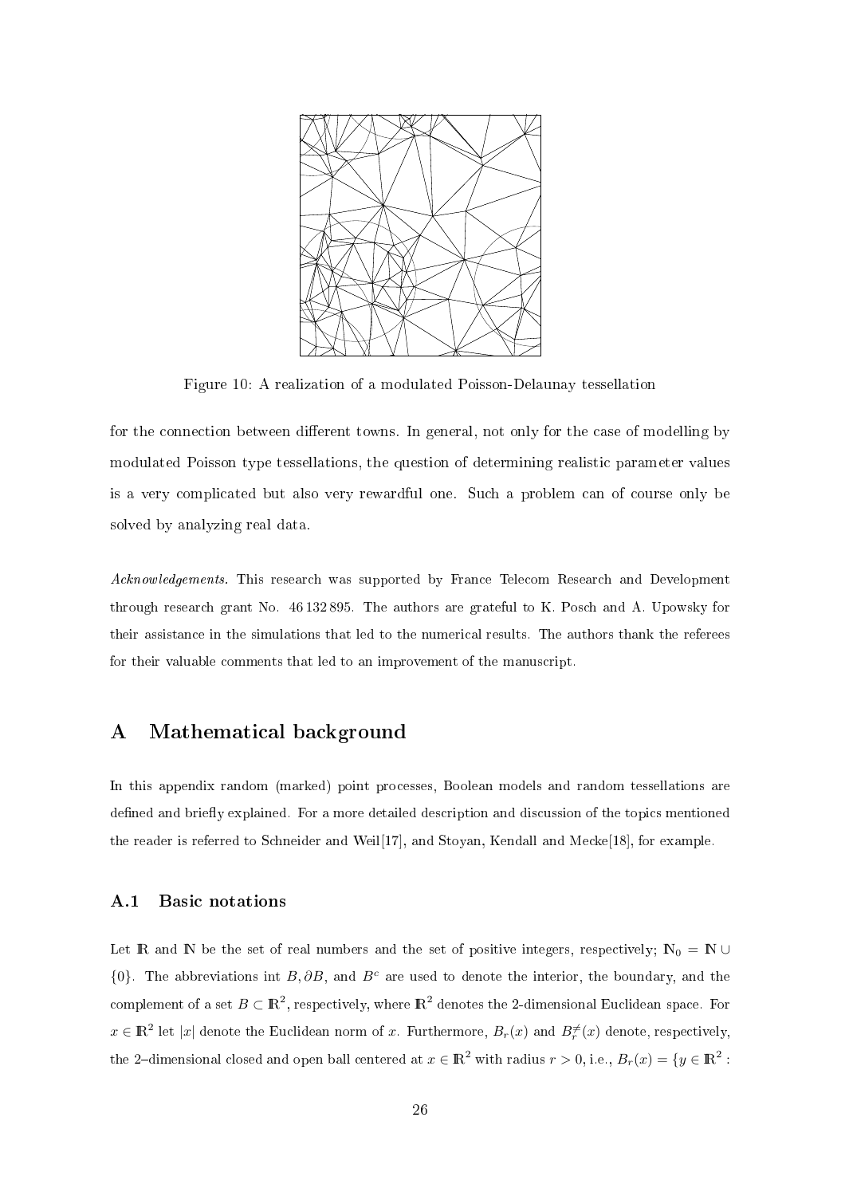Figure 10: A realization of a modulated Poisson-Delaunay tessellation

for the connection between different towns. In general, not only for the case of modelling by modulated Poisson type tessellations, the question of determining realistic parameter values is a very complicated but also very rewardful one. Such a problem can of course only be solved by analyzing real data.

*Acknowledgements.* This research was supported by France Telecom Research and Development through research grant No. 46 132 895. The authors are grateful to K. Posch and A. Upowsky for their assistance in the simulations that led to the numerical results. The authors thank the referees for their valuable comments that led to an improvement of the manuscript.

# A Mathematical background

In this appendix random (marked) point processes, Boolean models and random tessellations are defined and briefly explained. For a more detailed description and discussion of the topics mentioned the reader is referred to Schneider and Weil[17], and Stoyan, Kendall and Mecke[18], for example.

## A.1 Basic notations

Let $\mathbb{R}$ and $\mathbb{N}$ be the set of real numbers and the set of positive integers, respectively; $\mathbb{N}_0 = \mathbb{N} \cup \{0\}$. The abbreviations int $B, \partial B$, and $B^c$ are used to denote the interior, the boundary, and the complement of a set $B \subset \mathbb{R}^2$, respectively, where $\mathbb{R}^2$ denotes the 2-dimensional Euclidean space. For $x \in \mathbb{R}^2$ let $|x|$ denote the Euclidean norm of $x$. Furthermore, $B_r(x)$ and $B_r^{\neq}(x)$ denote, respectively, the 2–dimensional closed and open ball centered at $x \in \mathbb{R}^2$ with radius $r > 0$, i.e., $B_r(x) = \{y \in \mathbb{R}^2 :$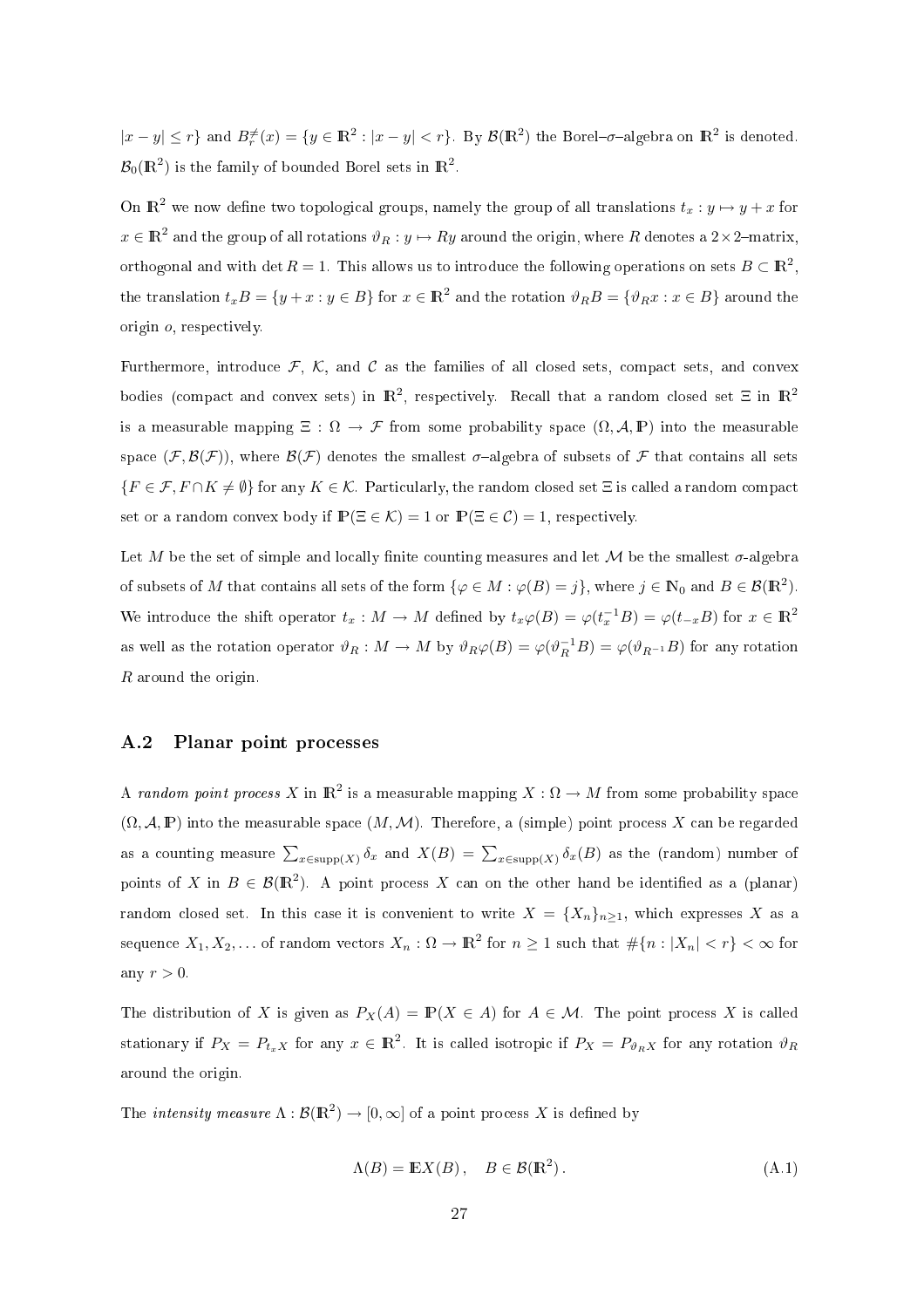$|x-y| \le r\}$ and $B_r^{\neq}(x) = \{y \in \mathbb{R}^2 : |x-y| < r\}$. By $\mathcal{B}(\mathbb{R}^2)$ the Borel–$\sigma$–algebra on $\mathbb{R}^2$ is denoted. $\mathcal{B}_0(\mathbb{R}^2)$ is the family of bounded Borel sets in $\mathbb{R}^2$.

On $\mathbb{R}^2$ we now define two topological groups, namely the group of all translations $t_x : y \mapsto y + x$ for $x \in \mathbb{R}^2$ and the group of all rotations $\vartheta_R : y \mapsto Ry$ around the origin, where $R$ denotes a $2 \times 2$–matrix, orthogonal and with $\det R = 1$. This allows us to introduce the following operations on sets $B \subset \mathbb{R}^2$, the translation $t_x B = \{y + x : y \in B\}$ for $x \in \mathbb{R}^2$ and the rotation $\vartheta_R B = \{\vartheta_R x : x \in B\}$ around the origin $o$, respectively.

Furthermore, introduce $\mathcal{F}$, $\mathcal{K}$, and $\mathcal{C}$ as the families of all closed sets, compact sets, and convex bodies (compact and convex sets) in $\mathbb{R}^2$, respectively. Recall that a random closed set $\Xi$ in $\mathbb{R}^2$ is a measurable mapping $\Xi : \Omega \to \mathcal{F}$ from some probability space $(\Omega, \mathcal{A}, \mathbb{P})$ into the measurable space $(\mathcal{F}, \mathcal{B}(\mathcal{F}))$, where $\mathcal{B}(\mathcal{F})$ denotes the smallest $\sigma$–algebra of subsets of $\mathcal{F}$ that contains all sets $\{F \in \mathcal{F}, F \cap K \neq \emptyset\}$ for any $K \in \mathcal{K}$. Particularly, the random closed set $\Xi$ is called a random compact set or a random convex body if $\mathbb{P}(\Xi \in \mathcal{K}) = 1$ or $\mathbb{P}(\Xi \in \mathcal{C}) = 1$, respectively.

Let $M$ be the set of simple and locally finite counting measures and let $\mathcal{M}$ be the smallest $\sigma$-algebra of subsets of $M$ that contains all sets of the form $\{\varphi \in M : \varphi(B) = j\}$, where $j \in \mathbb{N}_0$ and $B \in \mathcal{B}(\mathbb{R}^2)$. We introduce the shift operator $t_x : M \to M$ defined by $t_x \varphi(B) = \varphi(t_x^{-1} B) = \varphi(t_{-x} B)$ for $x \in \mathbb{R}^2$ as well as the rotation operator $\vartheta_R : M \to M$ by $\vartheta_R \varphi(B) = \varphi(\vartheta_R^{-1} B) = \varphi(\vartheta_{R^{-1}} B)$ for any rotation $R$ around the origin.

## A.2 Planar point processes

A *random point process* $X$ in $\mathbb{R}^2$ is a measurable mapping $X : \Omega \to M$ from some probability space $(\Omega, \mathcal{A}, \mathbb{P})$ into the measurable space $(M, \mathcal{M})$. Therefore, a (simple) point process $X$ can be regarded as a counting measure $\sum_{x \in \mathrm{supp}(X)} \delta_x$ and $X(B) = \sum_{x \in \mathrm{supp}(X)} \delta_x(B)$ as the (random) number of points of $X$ in $B \in \mathcal{B}(\mathbb{R}^2)$. A point process $X$ can on the other hand be identified as a (planar) random closed set. In this case it is convenient to write $X = \{X_n\}_{n \ge 1}$, which expresses $X$ as a sequence $X_1, X_2, \ldots$ of random vectors $X_n : \Omega \to \mathbb{R}^2$ for $n \ge 1$ such that $\#\{n : |X_n| < r\} < \infty$ for any $r > 0$.

The distribution of $X$ is given as $P_X(A) = \mathbb{P}(X \in A)$ for $A \in \mathcal{M}$. The point process $X$ is called stationary if $P_X = P_{t_x X}$ for any $x \in \mathbb{R}^2$. It is called isotropic if $P_X = P_{\vartheta_R X}$ for any rotation $\vartheta_R$ around the origin.

The *intensity measure* $\Lambda : \mathcal{B}(\mathbb{R}^2) \to [0, \infty]$ of a point process $X$ is defined by

$$\Lambda(B) = \mathbb{E} X(B), \quad B \in \mathcal{B}(\mathbb{R}^2). \tag{A.1}$$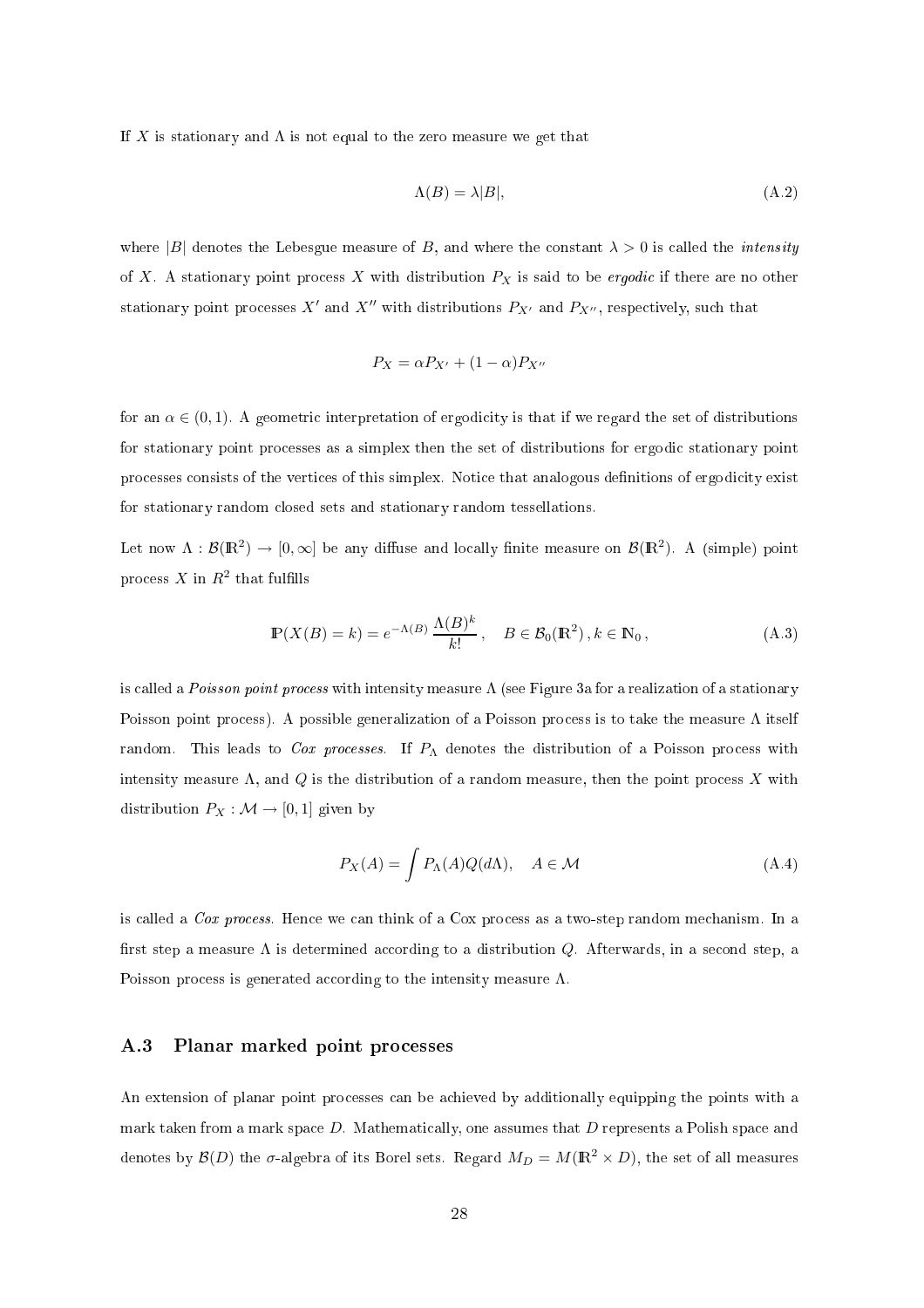If $X$ is stationary and $\Lambda$ is not equal to the zero measure we get that

$$\Lambda(B) = \lambda|B|, \tag{A.2}$$

where $|B|$ denotes the Lebesgue measure of $B$, and where the constant $\lambda > 0$ is called the *intensity* of $X$. A stationary point process $X$ with distribution $P_X$ is said to be *ergodic* if there are no other stationary point processes $X'$ and $X''$ with distributions $P_{X'}$ and $P_{X''}$, respectively, such that

$$P_X = \alpha P_{X'} + (1-\alpha)P_{X''}$$

for an $\alpha \in (0,1)$. A geometric interpretation of ergodicity is that if we regard the set of distributions for stationary point processes as a simplex then the set of distributions for ergodic stationary point processes consists of the vertices of this simplex. Notice that analogous definitions of ergodicity exist for stationary random closed sets and stationary random tessellations.

Let now $\Lambda : \mathcal{B}(\mathbb{R}^2) \to [0, \infty]$ be any diffuse and locally finite measure on $\mathcal{B}(\mathbb{R}^2)$. A (simple) point process $X$ in $R^2$ that fulfills

$$\mathbb{P}(X(B) = k) = e^{-\Lambda(B)} \frac{\Lambda(B)^k}{k!}, \quad B \in \mathcal{B}_0(\mathbb{R}^2), k \in \mathbb{N}_0, \tag{A.3}$$

is called a *Poisson point process* with intensity measure $\Lambda$ (see Figure 3a for a realization of a stationary Poisson point process). A possible generalization of a Poisson process is to take the measure $\Lambda$ itself random. This leads to *Cox processes*. If $P_\Lambda$ denotes the distribution of a Poisson process with intensity measure $\Lambda$, and $Q$ is the distribution of a random measure, then the point process $X$ with distribution $P_X : \mathcal{M} \to [0,1]$ given by

$$P_X(A) = \int P_\Lambda(A) Q(d\Lambda), \quad A \in \mathcal{M} \tag{A.4}$$

is called a *Cox process*. Hence we can think of a Cox process as a two-step random mechanism. In a first step a measure $\Lambda$ is determined according to a distribution $Q$. Afterwards, in a second step, a Poisson process is generated according to the intensity measure $\Lambda$.

### A.3 Planar marked point processes

An extension of planar point processes can be achieved by additionally equipping the points with a mark taken from a mark space $D$. Mathematically, one assumes that $D$ represents a Polish space and denotes by $\mathcal{B}(D)$ the $\sigma$-algebra of its Borel sets. Regard $M_D = M(\mathbb{R}^2 \times D)$, the set of all measures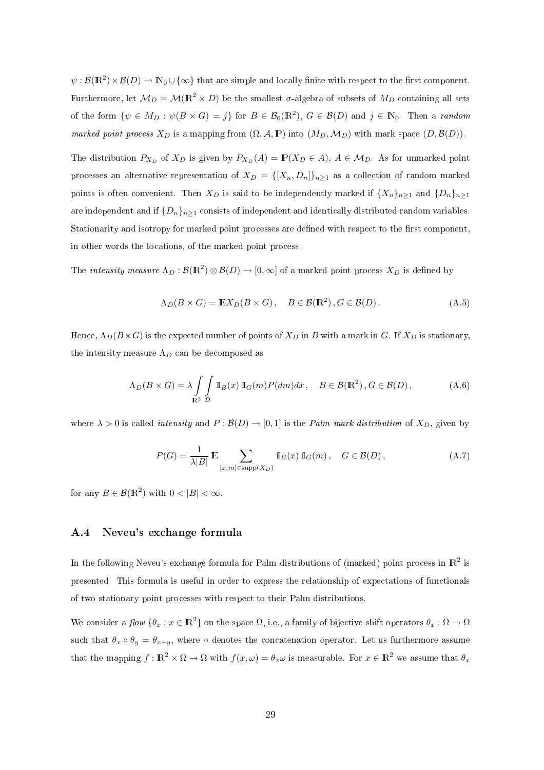$\psi : \mathcal{B}(\mathbb{R}^2) \times \mathcal{B}(D) \to \mathbb{N}_0 \cup \{\infty\}$ that are simple and locally finite with respect to the first component. Furthermore, let $\mathcal{M}_D = \mathcal{M}(\mathbb{R}^2 \times D)$ be the smallest $\sigma$-algebra of subsets of $M_D$ containing all sets of the form $\{\psi \in M_D : \psi(B \times G) = j\}$ for $B \in \mathcal{B}_0(\mathbb{R}^2)$, $G \in \mathcal{B}(D)$ and $j \in \mathbb{N}_0$. Then a *random marked point process* $X_D$ is a mapping from $(\Omega, \mathcal{A}, \mathbb{P})$ into $(M_D, \mathcal{M}_D)$ with mark space $(D, \mathcal{B}(D))$.

The distribution $P_{X_D}$ of $X_D$ is given by $P_{X_D}(A) = \mathbb{P}(X_D \in A)$, $A \in \mathcal{M}_D$. As for unmarked point processes an alternative representation of $X_D = \{[X_n, D_n]\}_{n \geq 1}$ as a collection of random marked points is often convenient. Then $X_D$ is said to be independently marked if $\{X_n\}_{n\geq 1}$ and $\{D_n\}_{n\geq 1}$ are independent and if $\{D_n\}_{n\geq 1}$ consists of independent and identically distributed random variables. Stationarity and isotropy for marked point processes are defined with respect to the first component, in other words the locations, of the marked point process.

The *intensity measure* $\Lambda_D : \mathcal{B}(\mathbb{R}^2) \otimes \mathcal{B}(D) \to [0, \infty]$ of a marked point process $X_D$ is defined by

$$\Lambda_D(B \times G) = \mathbb{E} X_D(B \times G) \,, \quad B \in \mathcal{B}(\mathbb{R}^2) \,, G \in \mathcal{B}(D) \,. \tag{A.5}$$

Hence, $\Lambda_D(B \times G)$ is the expected number of points of $X_D$ in $B$ with a mark in $G$. If $X_D$ is stationary, the intensity measure $\Lambda_D$ can be decomposed as

$$\Lambda_D(B \times G) = \lambda \int_{\mathbb{R}^2} \int_{D} \mathbb{1}_B(x)\, \mathbb{1}_G(m) P(dm) dx \,, \quad B \in \mathcal{B}(\mathbb{R}^2) \,, G \in \mathcal{B}(D) \,, \tag{A.6}$$

where $\lambda > 0$ is called *intensity* and $P : \mathcal{B}(D) \to [0, 1]$ is the *Palm mark distribution* of $X_D$, given by

$$P(G) = \frac{1}{\lambda |B|} \mathbb{E} \sum_{[x,m] \in \mathrm{supp}(X_D)} \mathbb{1}_B(x)\, \mathbb{1}_G(m) \,, \quad G \in \mathcal{B}(D) \,, \tag{A.7}$$

for any $B \in \mathcal{B}(\mathbb{R}^2)$ with $0 < |B| < \infty$.

### A.4 Neveu's exchange formula

In the following Neveu's exchange formula for Palm distributions of (marked) point process in $\mathbb{R}^2$ is presented. This formula is useful in order to express the relationship of expectations of functionals of two stationary point processes with respect to their Palm distributions.

We consider a *flow* $\{\theta_x : x \in \mathbb{R}^2\}$ on the space $\Omega$, i.e., a family of bijective shift operators $\theta_x : \Omega \to \Omega$ such that $\theta_x \circ \theta_y = \theta_{x+y}$, where $\circ$ denotes the concatenation operator. Let us furthermore assume that the mapping $f : \mathbb{R}^2 \times \Omega \to \Omega$ with $f(x, \omega) = \theta_x \omega$ is measurable. For $x \in \mathbb{R}^2$ we assume that $\theta_x$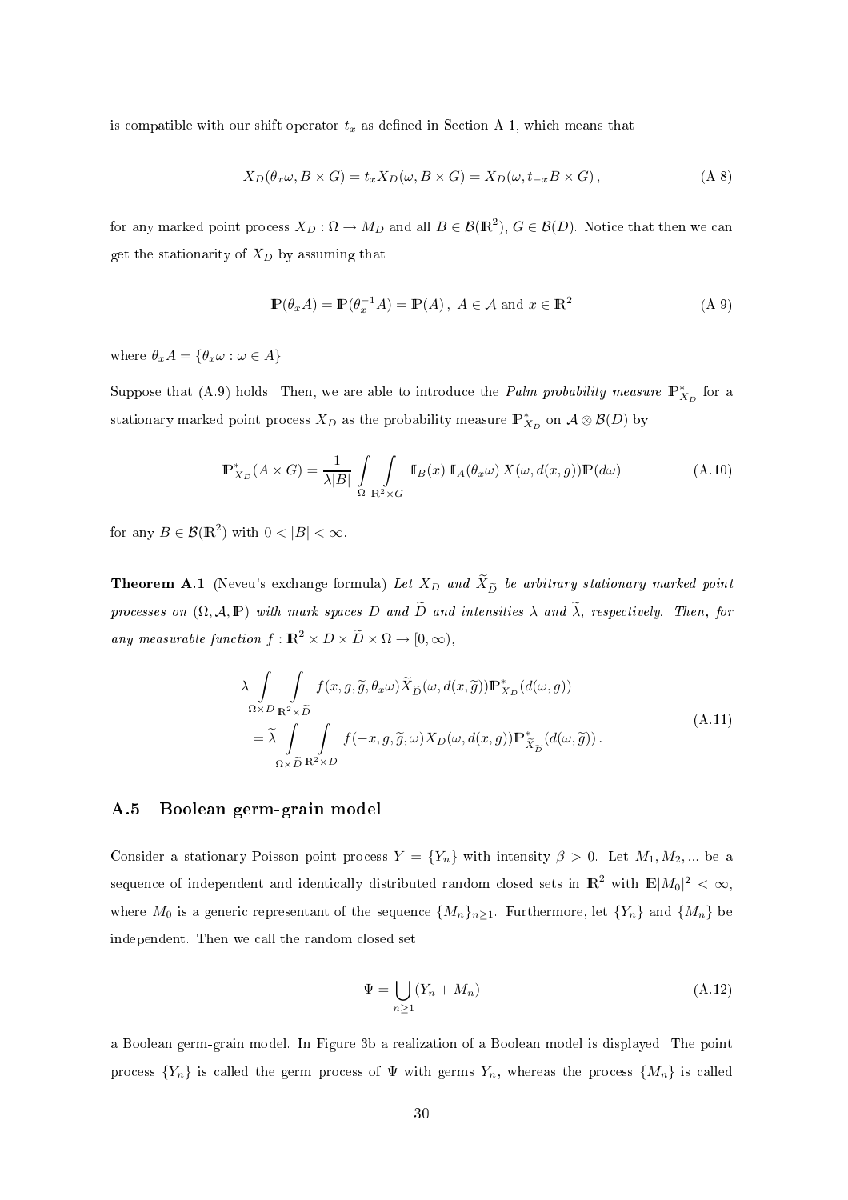is compatible with our shift operator $t_x$ as defined in Section A.1, which means that

$$X_D(\theta_x\omega, B\times G) = t_x X_D(\omega, B\times G) = X_D(\omega, t_{-x}B\times G)\,, \tag{A.8}$$

for any marked point process $X_D : \Omega \to M_D$ and all $B \in \mathcal{B}(\mathbb{R}^2)$, $G \in \mathcal{B}(D)$. Notice that then we can get the stationarity of $X_D$ by assuming that

$$\mathbb{P}(\theta_x A) = \mathbb{P}(\theta_x^{-1} A) = \mathbb{P}(A)\,,\ A \in \mathcal{A} \text{ and } x \in \mathbb{R}^2 \tag{A.9}$$

where $\theta_x A = \{\theta_x\omega : \omega \in A\}$.

Suppose that (A.9) holds. Then, we are able to introduce the *Palm probability measure* $\mathbb{P}^*_{X_D}$ for a stationary marked point process $X_D$ as the probability measure $\mathbb{P}^*_{X_D}$ on $\mathcal{A}\otimes\mathcal{B}(D)$ by

$$\mathbb{P}^*_{X_D}(A\times G) = \frac{1}{\lambda|B|}\int\limits_{\Omega}\int\limits_{\mathbb{R}^2\times G} \mathbb{I}_B(x)\,\mathbb{I}_A(\theta_x\omega)\,X(\omega, d(x,g))\mathbb{P}(d\omega) \tag{A.10}$$

for any $B \in \mathcal{B}(\mathbb{R}^2)$ with $0 < |B| < \infty$.

**Theorem A.1** (Neveu's exchange formula) *Let $X_D$ and $\widetilde{X}_{\widetilde{D}}$ be arbitrary stationary marked point processes on $(\Omega, \mathcal{A}, \mathbb{P})$ with mark spaces $D$ and $\widetilde{D}$ and intensities $\lambda$ and $\widetilde{\lambda}$, respectively. Then, for any measurable function $f : \mathbb{R}^2\times D\times\widetilde{D}\times\Omega \to [0,\infty)$,*

$$\begin{aligned}
&\lambda \int\limits_{\Omega\times D}\int\limits_{\mathbb{R}^2\times\widetilde{D}} f(x,g,\widetilde{g},\theta_x\omega)\widetilde{X}_{\widetilde{D}}(\omega, d(x,\widetilde{g}))\mathbb{P}^*_{X_D}(d(\omega,g)) \\
&= \widetilde{\lambda}\int\limits_{\Omega\times\widetilde{D}}\int\limits_{\mathbb{R}^2\times D} f(-x,g,\widetilde{g},\omega)X_D(\omega, d(x,g))\mathbb{P}^*_{\widetilde{X}_{\widetilde{D}}}(d(\omega,\widetilde{g}))\,.
\end{aligned} \tag{A.11}$$

## A.5 Boolean germ-grain model

Consider a stationary Poisson point process $Y = \{Y_n\}$ with intensity $\beta > 0$. Let $M_1, M_2, \ldots$ be a sequence of independent and identically distributed random closed sets in $\mathbb{R}^2$ with $\mathbb{E}|M_0|^2 < \infty$, where $M_0$ is a generic representant of the sequence $\{M_n\}_{n\geq 1}$. Furthermore, let $\{Y_n\}$ and $\{M_n\}$ be independent. Then we call the random closed set

$$\Psi = \bigcup_{n\geq 1}(Y_n + M_n) \tag{A.12}$$

a Boolean germ-grain model. In Figure 3b a realization of a Boolean model is displayed. The point process $\{Y_n\}$ is called the germ process of $\Psi$ with germs $Y_n$, whereas the process $\{M_n\}$ is called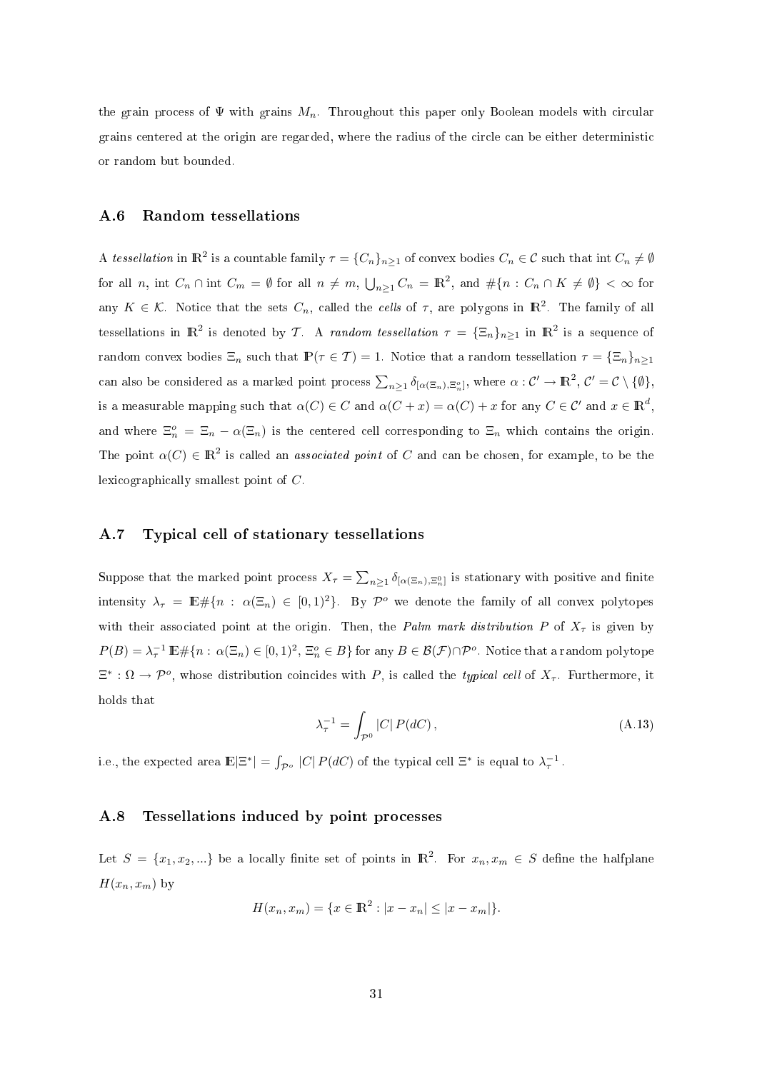the grain process of $\Psi$ with grains $M_n$. Throughout this paper only Boolean models with circular grains centered at the origin are regarded, where the radius of the circle can be either deterministic or random but bounded.

### A.6 Random tessellations

A *tessellation* in $\mathbb{R}^2$ is a countable family $\tau = \{C_n\}_{n\geq 1}$ of convex bodies $C_n \in \mathcal{C}$ such that int $C_n \neq \emptyset$ for all $n$, int $C_n \cap$ int $C_m = \emptyset$ for all $n \neq m$, $\bigcup_{n\geq 1} C_n = \mathbb{R}^2$, and $\#\{n : C_n \cap K \neq \emptyset\} < \infty$ for any $K \in \mathcal{K}$. Notice that the sets $C_n$, called the *cells* of $\tau$, are polygons in $\mathbb{R}^2$. The family of all tessellations in $\mathbb{R}^2$ is denoted by $\mathcal{T}$. A *random tessellation* $\tau = \{\Xi_n\}_{n\geq 1}$ in $\mathbb{R}^2$ is a sequence of random convex bodies $\Xi_n$ such that $\mathbb{P}(\tau \in \mathcal{T}) = 1$. Notice that a random tessellation $\tau = \{\Xi_n\}_{n\geq 1}$ can also be considered as a marked point process $\sum_{n\geq 1} \delta_{[\alpha(\Xi_n), \Xi_n^o]}$, where $\alpha : \mathcal{C}' \to \mathbb{R}^2$, $\mathcal{C}' = \mathcal{C} \setminus \{\emptyset\}$, is a measurable mapping such that $\alpha(C) \in C$ and $\alpha(C + x) = \alpha(C) + x$ for any $C \in \mathcal{C}'$ and $x \in \mathbb{R}^d$, and where $\Xi_n^o = \Xi_n - \alpha(\Xi_n)$ is the centered cell corresponding to $\Xi_n$ which contains the origin. The point $\alpha(C) \in \mathbb{R}^2$ is called an *associated point* of $C$ and can be chosen, for example, to be the lexicographically smallest point of $C$.

### A.7 Typical cell of stationary tessellations

Suppose that the marked point process $X_\tau = \sum_{n\geq 1} \delta_{[\alpha(\Xi_n), \Xi_n^0]}$ is stationary with positive and finite intensity $\lambda_\tau = \mathbb{E}\#\{n : \alpha(\Xi_n) \in [0,1)^2\}$. By $\mathcal{P}^o$ we denote the family of all convex polytopes with their associated point at the origin. Then, the *Palm mark distribution* $P$ of $X_\tau$ is given by $P(B) = \lambda_\tau^{-1}\, \mathbb{E}\#\{n : \alpha(\Xi_n) \in [0,1)^2,\, \Xi_n^o \in B\}$ for any $B \in \mathcal{B}(\mathcal{F}) \cap \mathcal{P}^o$. Notice that a random polytope $\Xi^* : \Omega \to \mathcal{P}^o$, whose distribution coincides with $P$, is called the *typical cell* of $X_\tau$. Furthermore, it holds that

$$\lambda_\tau^{-1} = \int_{\mathcal{P}^0} |C|\, P(dC)\,, \tag{A.13}$$

i.e., the expected area $\mathbb{E}|\Xi^*| = \int_{\mathcal{P}^o} |C|\, P(dC)$ of the typical cell $\Xi^*$ is equal to $\lambda_\tau^{-1}$.

### A.8 Tessellations induced by point processes

Let $S = \{x_1, x_2, ...\}$ be a locally finite set of points in $\mathbb{R}^2$. For $x_n, x_m \in S$ define the halfplane $H(x_n, x_m)$ by

$$H(x_n, x_m) = \{x \in \mathbb{R}^2 : |x - x_n| \leq |x - x_m|\}.$$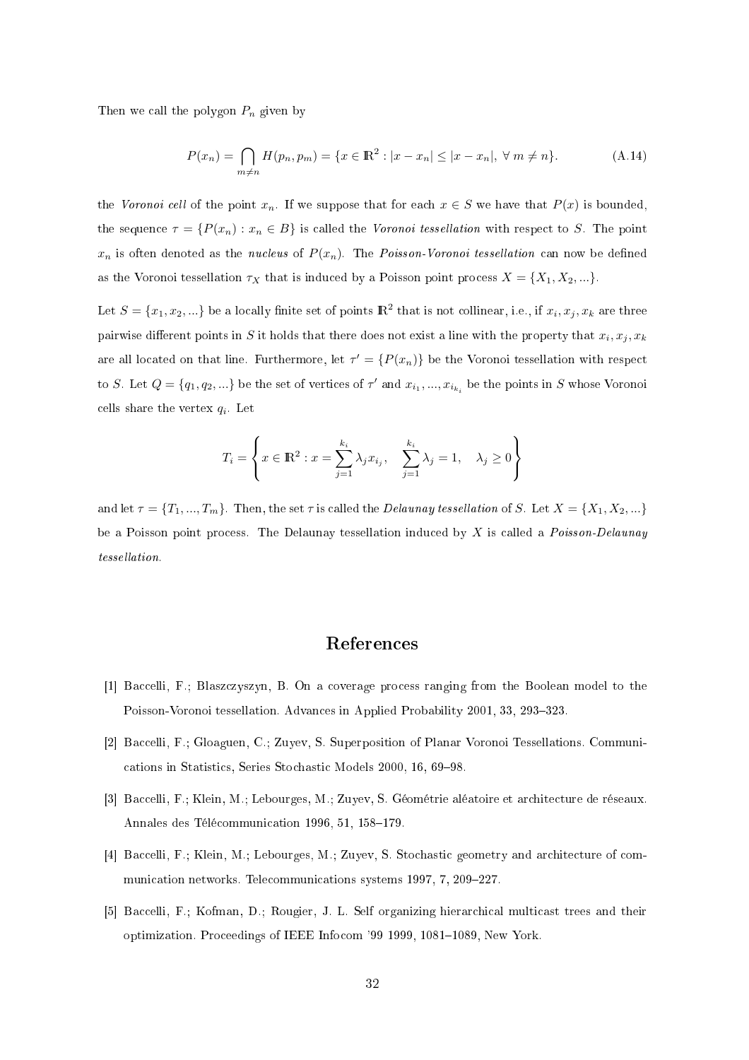Then we call the polygon $P_n$ given by

$$P(x_n) = \bigcap_{m \neq n} H(p_n, p_m) = \{x \in \mathbb{R}^2 : |x - x_n| \leq |x - x_n|, \; \forall \; m \neq n\}. \tag{A.14}$$

the *Voronoi cell* of the point $x_n$. If we suppose that for each $x \in S$ we have that $P(x)$ is bounded, the sequence $\tau = \{P(x_n) : x_n \in B\}$ is called the *Voronoi tessellation* with respect to $S$. The point $x_n$ is often denoted as the *nucleus* of $P(x_n)$. The *Poisson-Voronoi tessellation* can now be defined as the Voronoi tessellation $\tau_X$ that is induced by a Poisson point process $X = \{X_1, X_2, ...\}$.

Let $S = \{x_1, x_2, ...\}$ be a locally finite set of points $\mathbb{R}^2$ that is not collinear, i.e., if $x_i, x_j, x_k$ are three pairwise different points in $S$ it holds that there does not exist a line with the property that $x_i, x_j, x_k$ are all located on that line. Furthermore, let $\tau' = \{P(x_n)\}$ be the Voronoi tessellation with respect to $S$. Let $Q = \{q_1, q_2, ...\}$ be the set of vertices of $\tau'$ and $x_{i_1}, ..., x_{i_{k_i}}$ be the points in $S$ whose Voronoi cells share the vertex $q_i$. Let

$$T_i = \left\{ x \in \mathbb{R}^2 : x = \sum_{j=1}^{k_i} \lambda_j x_{i_j}, \quad \sum_{j=1}^{k_i} \lambda_j = 1, \quad \lambda_j \geq 0 \right\}$$

and let $\tau = \{T_1, ..., T_m\}$. Then, the set $\tau$ is called the *Delaunay tessellation* of $S$. Let $X = \{X_1, X_2, ...\}$ be a Poisson point process. The Delaunay tessellation induced by $X$ is called a *Poisson-Delaunay tessellation*.

# References

[1] Baccelli, F.; Blaszczyszyn, B. On a coverage process ranging from the Boolean model to the Poisson-Voronoi tessellation. Advances in Applied Probability 2001, 33, 293–323.

[2] Baccelli, F.; Gloaguen, C.; Zuyev, S. Superposition of Planar Voronoi Tessellations. Communications in Statistics, Series Stochastic Models 2000, 16, 69–98.

[3] Baccelli, F.; Klein, M.; Lebourges, M.; Zuyev, S. Géométrie aléatoire et architecture de réseaux. Annales des Télécommunication 1996, 51, 158–179.

[4] Baccelli, F.; Klein, M.; Lebourges, M.; Zuyev, S. Stochastic geometry and architecture of communication networks. Telecommunications systems 1997, 7, 209–227.

[5] Baccelli, F.; Kofman, D.; Rougier, J. L. Self organizing hierarchical multicast trees and their optimization. Proceedings of IEEE Infocom '99 1999, 1081–1089, New York.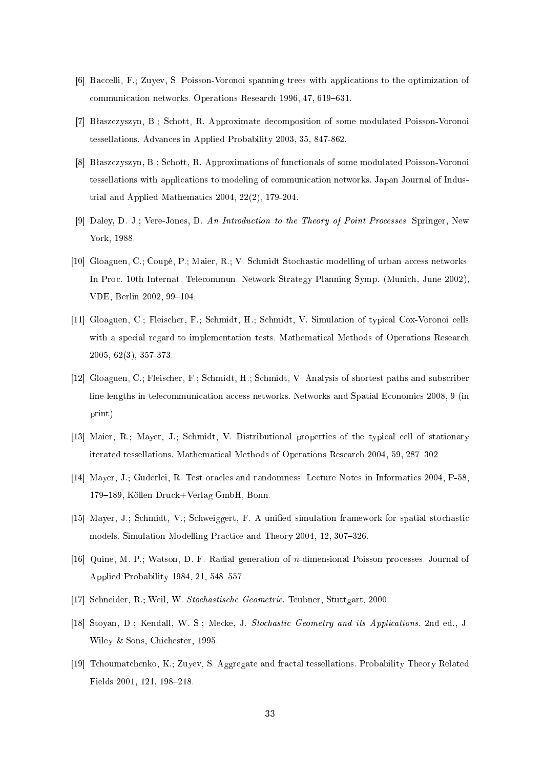[6] Baccelli, F.; Zuyev, S. Poisson-Voronoi spanning trees with applications to the optimization of communication networks. Operations Research 1996, 47, 619–631.

[7] Błaszczyszyn, B.; Schott, R. Approximate decomposition of some modulated Poisson-Voronoi tessellations. Advances in Applied Probability 2003, 35, 847-862.

[8] Błaszczyszyn, B.; Schott, R. Approximations of functionals of some modulated Poisson-Voronoi tessellations with applications to modeling of communication networks. Japan Journal of Industrial and Applied Mathematics 2004, 22(2), 179-204.

[9] Daley, D. J.; Vere-Jones, D. *An Introduction to the Theory of Point Processes*. Springer, New York, 1988.

[10] Gloaguen, C.; Coupé, P.; Maier, R.; V. Schmidt Stochastic modelling of urban access networks. In Proc. 10th Internat. Telecommun. Network Strategy Planning Symp. (Munich, June 2002), VDE, Berlin 2002, 99–104.

[11] Gloaguen, C.; Fleischer, F.; Schmidt, H.; Schmidt, V. Simulation of typical Cox-Voronoi cells with a special regard to implementation tests. Mathematical Methods of Operations Research 2005, 62(3), 357-373.

[12] Gloaguen, C.; Fleischer, F.; Schmidt, H.; Schmidt, V. Analysis of shortest paths and subscriber line lengths in telecommunication access networks. Networks and Spatial Economics 2008, 9 (in print).

[13] Maier, R.; Mayer, J.; Schmidt, V. Distributional properties of the typical cell of stationary iterated tessellations. Mathematical Methods of Operations Research 2004, 59, 287–302

[14] Mayer, J.; Guderlei, R. Test oracles and randomness. Lecture Notes in Informatics 2004, P-58, 179–189, Köllen Druck+Verlag GmbH, Bonn.

[15] Mayer, J.; Schmidt, V.; Schweiggert, F. A unified simulation framework for spatial stochastic models. Simulation Modelling Practice and Theory 2004, 12, 307–326.

[16] Quine, M. P.; Watson, D. F. Radial generation of $n$-dimensional Poisson processes. Journal of Applied Probability 1984, 21, 548–557.

[17] Schneider, R.; Weil, W. *Stochastische Geometrie*. Teubner, Stuttgart, 2000.

[18] Stoyan, D.; Kendall, W. S.; Mecke, J. *Stochastic Geometry and its Applications*. 2nd ed., J. Wiley & Sons, Chichester, 1995.

[19] Tchoumatchenko, K.; Zuyev, S. Aggregate and fractal tessellations. Probability Theory Related Fields 2001, 121, 198–218.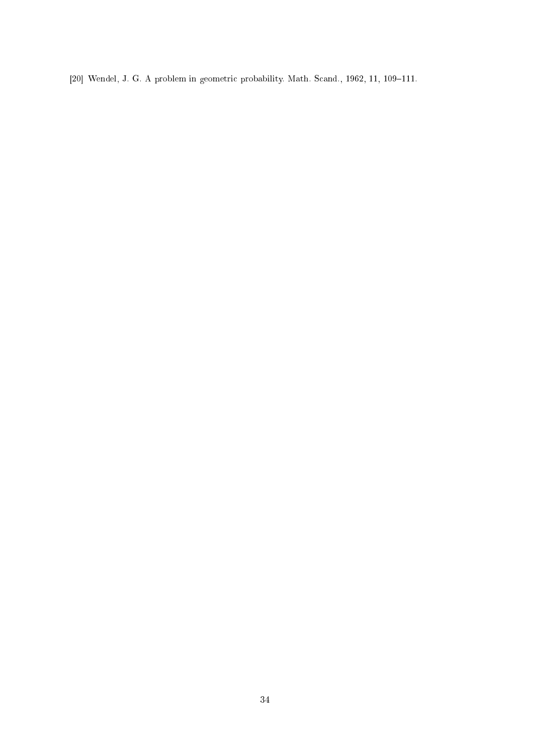[20] Wendel, J. G. A problem in geometric probability. Math. Scand., 1962, 11, 109–111.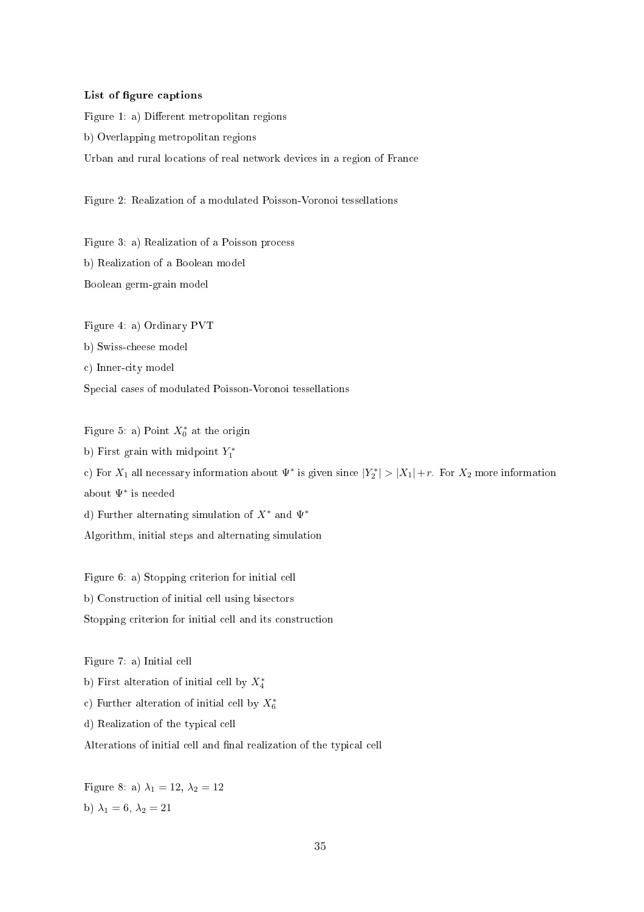**List of figure captions**

Figure 1: a) Different metropolitan regions

b) Overlapping metropolitan regions

Urban and rural locations of real network devices in a region of France

Figure 2: Realization of a modulated Poisson-Voronoi tessellations

Figure 3: a) Realization of a Poisson process

b) Realization of a Boolean model

Boolean germ-grain model

Figure 4: a) Ordinary PVT

b) Swiss-cheese model

c) Inner-city model

Special cases of modulated Poisson-Voronoi tessellations

Figure 5: a) Point $X_0^*$ at the origin

b) First grain with midpoint $Y_1^*$

c) For $X_1$ all necessary information about $\Psi^*$ is given since $|Y_2^*| > |X_1| + r$. For $X_2$ more information about $\Psi^*$ is needed

d) Further alternating simulation of $X^*$ and $\Psi^*$

Algorithm, initial steps and alternating simulation

Figure 6: a) Stopping criterion for initial cell

b) Construction of initial cell using bisectors

Stopping criterion for initial cell and its construction

Figure 7: a) Initial cell

b) First alteration of initial cell by $X_4^*$

c) Further alteration of initial cell by $X_6^*$

d) Realization of the typical cell

Alterations of initial cell and final realization of the typical cell

Figure 8: a) $\lambda_1 = 12$, $\lambda_2 = 12$

b) $\lambda_1 = 6$, $\lambda_2 = 21$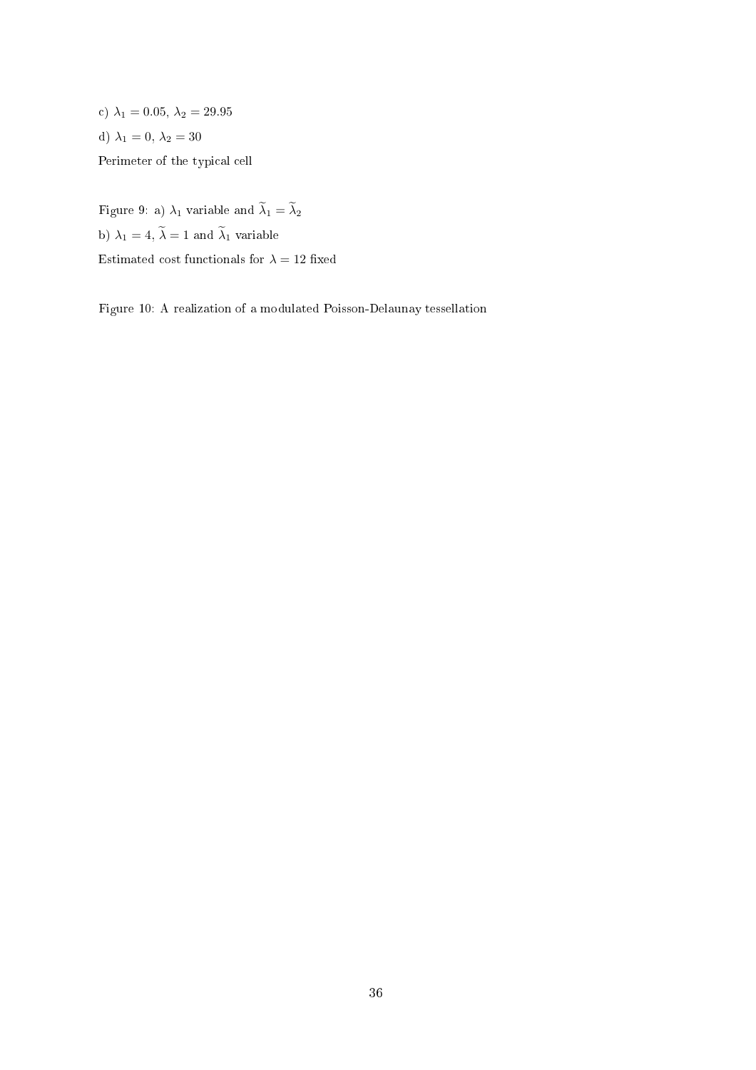c) $\lambda_1 = 0.05$, $\lambda_2 = 29.95$

d) $\lambda_1 = 0$, $\lambda_2 = 30$

Perimeter of the typical cell

Figure 9: a) $\lambda_1$ variable and $\widetilde{\lambda}_1 = \widetilde{\lambda}_2$

b) $\lambda_1 = 4$, $\widetilde{\lambda} = 1$ and $\widetilde{\lambda}_1$ variable

Estimated cost functionals for $\lambda = 12$ fixed

Figure 10: A realization of a modulated Poisson-Delaunay tessellation